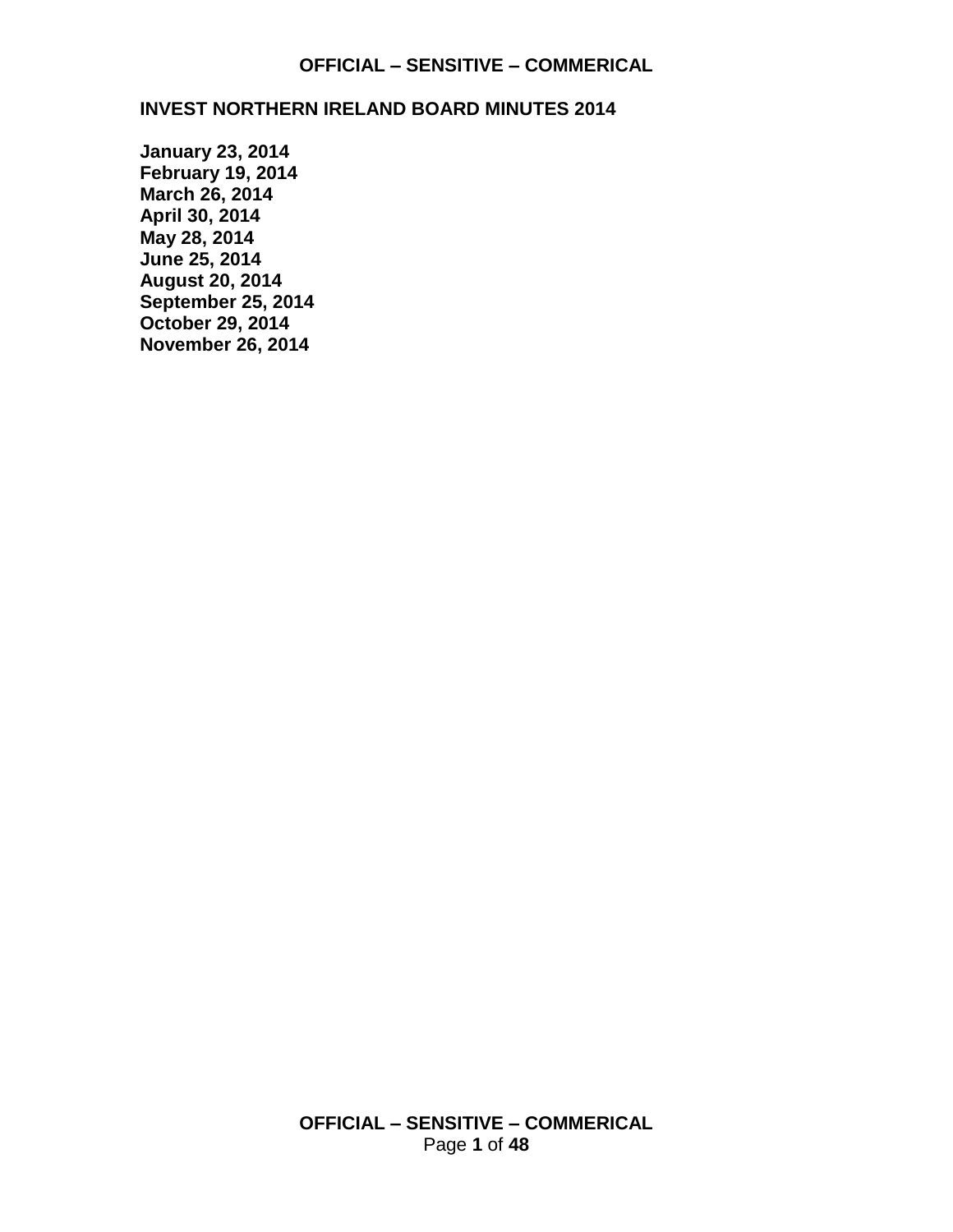# INVEST NORTHERN IRELAND BOARD MINUTES 2014

**January 23, 2014**
**February 19, 2014**
**March 26, 2014**
**April 30, 2014**
**May 28, 2014**
**June 25, 2014**
**August 20, 2014**
**September 25, 2014**
**October 29, 2014**
**November 26, 2014**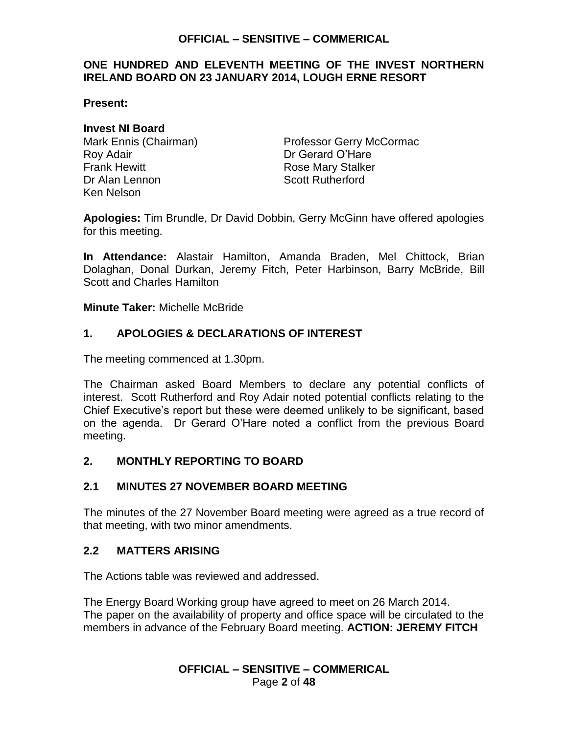## ONE HUNDRED AND ELEVENTH MEETING OF THE INVEST NORTHERN IRELAND BOARD ON 23 JANUARY 2014, LOUGH ERNE RESORT

**Present:**

**Invest NI Board**

Mark Ennis (Chairman)
Roy Adair
Frank Hewitt
Dr Alan Lennon
Ken Nelson
Professor Gerry McCormac
Dr Gerard O'Hare
Rose Mary Stalker
Scott Rutherford

**Apologies:** Tim Brundle, Dr David Dobbin, Gerry McGinn have offered apologies for this meeting.

**In Attendance:** Alastair Hamilton, Amanda Braden, Mel Chittock, Brian Dolaghan, Donal Durkan, Jeremy Fitch, Peter Harbinson, Barry McBride, Bill Scott and Charles Hamilton

**Minute Taker:** Michelle McBride

### 1. APOLOGIES & DECLARATIONS OF INTEREST

The meeting commenced at 1.30pm.

The Chairman asked Board Members to declare any potential conflicts of interest. Scott Rutherford and Roy Adair noted potential conflicts relating to the Chief Executive's report but these were deemed unlikely to be significant, based on the agenda. Dr Gerard O'Hare noted a conflict from the previous Board meeting.

### 2. MONTHLY REPORTING TO BOARD

### 2.1 MINUTES 27 NOVEMBER BOARD MEETING

The minutes of the 27 November Board meeting were agreed as a true record of that meeting, with two minor amendments.

### 2.2 MATTERS ARISING

The Actions table was reviewed and addressed.

The Energy Board Working group have agreed to meet on 26 March 2014.
The paper on the availability of property and office space will be circulated to the members in advance of the February Board meeting. **ACTION: JEREMY FITCH**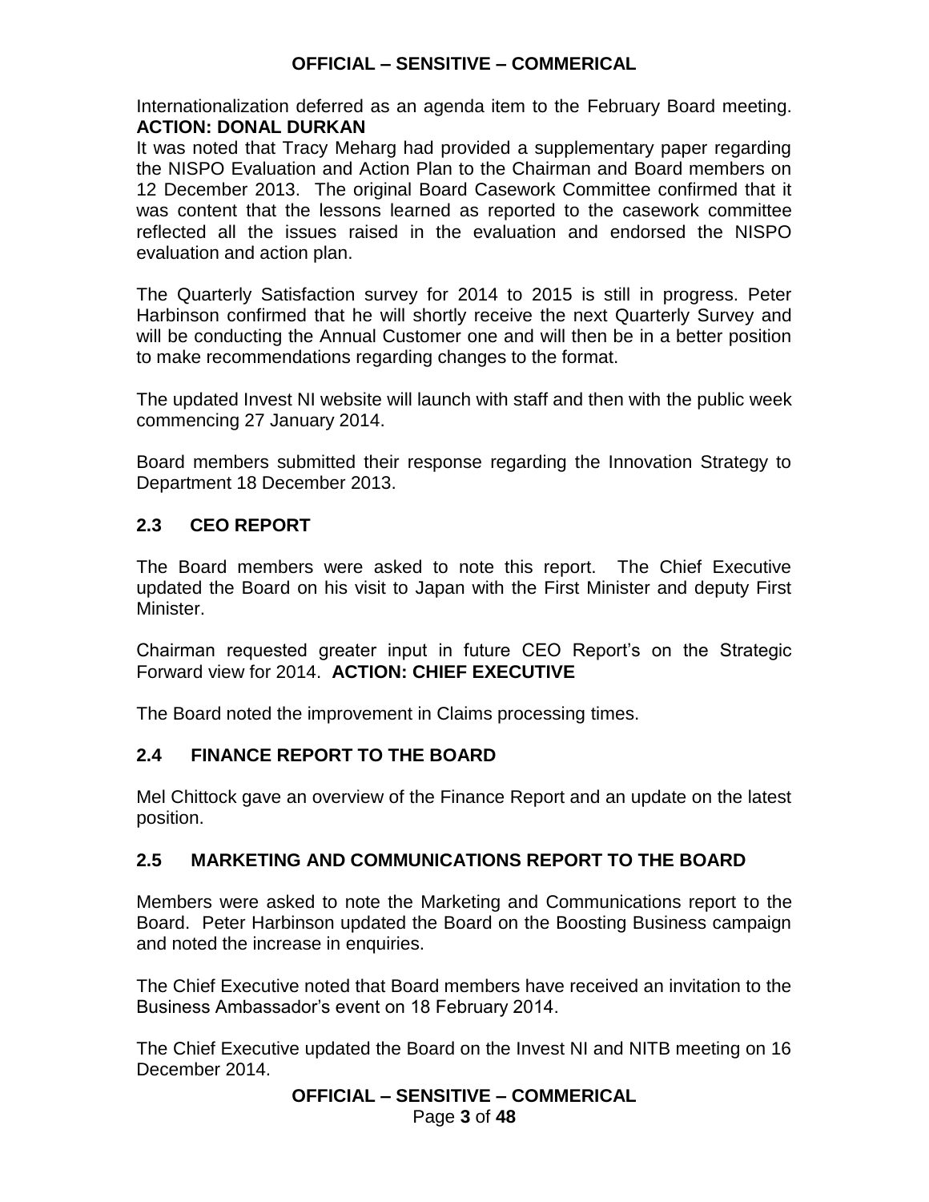Internationalization deferred as an agenda item to the February Board meeting. **ACTION: DONAL DURKAN**

It was noted that Tracy Meharg had provided a supplementary paper regarding the NISPO Evaluation and Action Plan to the Chairman and Board members on 12 December 2013. The original Board Casework Committee confirmed that it was content that the lessons learned as reported to the casework committee reflected all the issues raised in the evaluation and endorsed the NISPO evaluation and action plan.

The Quarterly Satisfaction survey for 2014 to 2015 is still in progress. Peter Harbinson confirmed that he will shortly receive the next Quarterly Survey and will be conducting the Annual Customer one and will then be in a better position to make recommendations regarding changes to the format.

The updated Invest NI website will launch with staff and then with the public week commencing 27 January 2014.

Board members submitted their response regarding the Innovation Strategy to Department 18 December 2013.

## 2.3 CEO REPORT

The Board members were asked to note this report. The Chief Executive updated the Board on his visit to Japan with the First Minister and deputy First Minister.

Chairman requested greater input in future CEO Report's on the Strategic Forward view for 2014. **ACTION: CHIEF EXECUTIVE**

The Board noted the improvement in Claims processing times.

## 2.4 FINANCE REPORT TO THE BOARD

Mel Chittock gave an overview of the Finance Report and an update on the latest position.

## 2.5 MARKETING AND COMMUNICATIONS REPORT TO THE BOARD

Members were asked to note the Marketing and Communications report to the Board. Peter Harbinson updated the Board on the Boosting Business campaign and noted the increase in enquiries.

The Chief Executive noted that Board members have received an invitation to the Business Ambassador's event on 18 February 2014.

The Chief Executive updated the Board on the Invest NI and NITB meeting on 16 December 2014.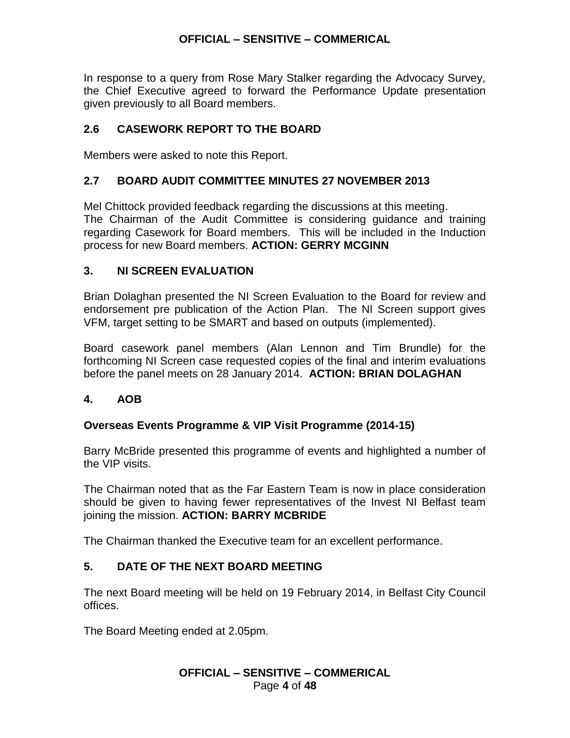In response to a query from Rose Mary Stalker regarding the Advocacy Survey, the Chief Executive agreed to forward the Performance Update presentation given previously to all Board members.

## 2.6 CASEWORK REPORT TO THE BOARD

Members were asked to note this Report.

## 2.7 BOARD AUDIT COMMITTEE MINUTES 27 NOVEMBER 2013

Mel Chittock provided feedback regarding the discussions at this meeting.
The Chairman of the Audit Committee is considering guidance and training regarding Casework for Board members. This will be included in the Induction process for new Board members. **ACTION: GERRY MCGINN**

## 3. NI SCREEN EVALUATION

Brian Dolaghan presented the NI Screen Evaluation to the Board for review and endorsement pre publication of the Action Plan. The NI Screen support gives VFM, target setting to be SMART and based on outputs (implemented).

Board casework panel members (Alan Lennon and Tim Brundle) for the forthcoming NI Screen case requested copies of the final and interim evaluations before the panel meets on 28 January 2014. **ACTION: BRIAN DOLAGHAN**

## 4. AOB

### Overseas Events Programme & VIP Visit Programme (2014-15)

Barry McBride presented this programme of events and highlighted a number of the VIP visits.

The Chairman noted that as the Far Eastern Team is now in place consideration should be given to having fewer representatives of the Invest NI Belfast team joining the mission. **ACTION: BARRY MCBRIDE**

The Chairman thanked the Executive team for an excellent performance.

## 5. DATE OF THE NEXT BOARD MEETING

The next Board meeting will be held on 19 February 2014, in Belfast City Council offices.

The Board Meeting ended at 2.05pm.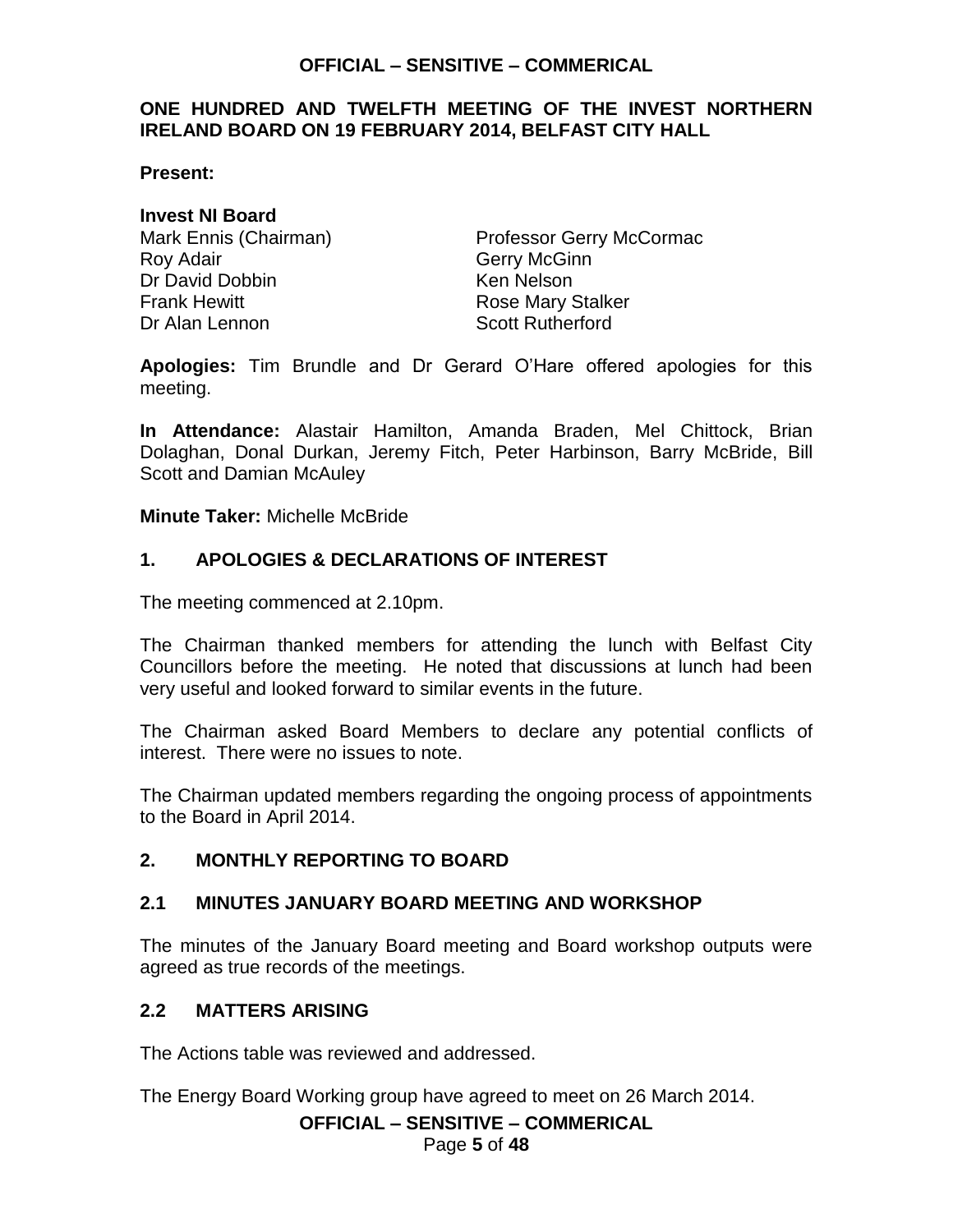**ONE HUNDRED AND TWELFTH MEETING OF THE INVEST NORTHERN IRELAND BOARD ON 19 FEBRUARY 2014, BELFAST CITY HALL**

**Present:**

**Invest NI Board**

Mark Ennis (Chairman)
Roy Adair
Dr David Dobbin
Frank Hewitt
Dr Alan Lennon
Professor Gerry McCormac
Gerry McGinn
Ken Nelson
Rose Mary Stalker
Scott Rutherford

**Apologies:** Tim Brundle and Dr Gerard O'Hare offered apologies for this meeting.

**In Attendance:** Alastair Hamilton, Amanda Braden, Mel Chittock, Brian Dolaghan, Donal Durkan, Jeremy Fitch, Peter Harbinson, Barry McBride, Bill Scott and Damian McAuley

**Minute Taker:** Michelle McBride

## 1. APOLOGIES & DECLARATIONS OF INTEREST

The meeting commenced at 2.10pm.

The Chairman thanked members for attending the lunch with Belfast City Councillors before the meeting. He noted that discussions at lunch had been very useful and looked forward to similar events in the future.

The Chairman asked Board Members to declare any potential conflicts of interest. There were no issues to note.

The Chairman updated members regarding the ongoing process of appointments to the Board in April 2014.

## 2. MONTHLY REPORTING TO BOARD

### 2.1 MINUTES JANUARY BOARD MEETING AND WORKSHOP

The minutes of the January Board meeting and Board workshop outputs were agreed as true records of the meetings.

### 2.2 MATTERS ARISING

The Actions table was reviewed and addressed.

The Energy Board Working group have agreed to meet on 26 March 2014.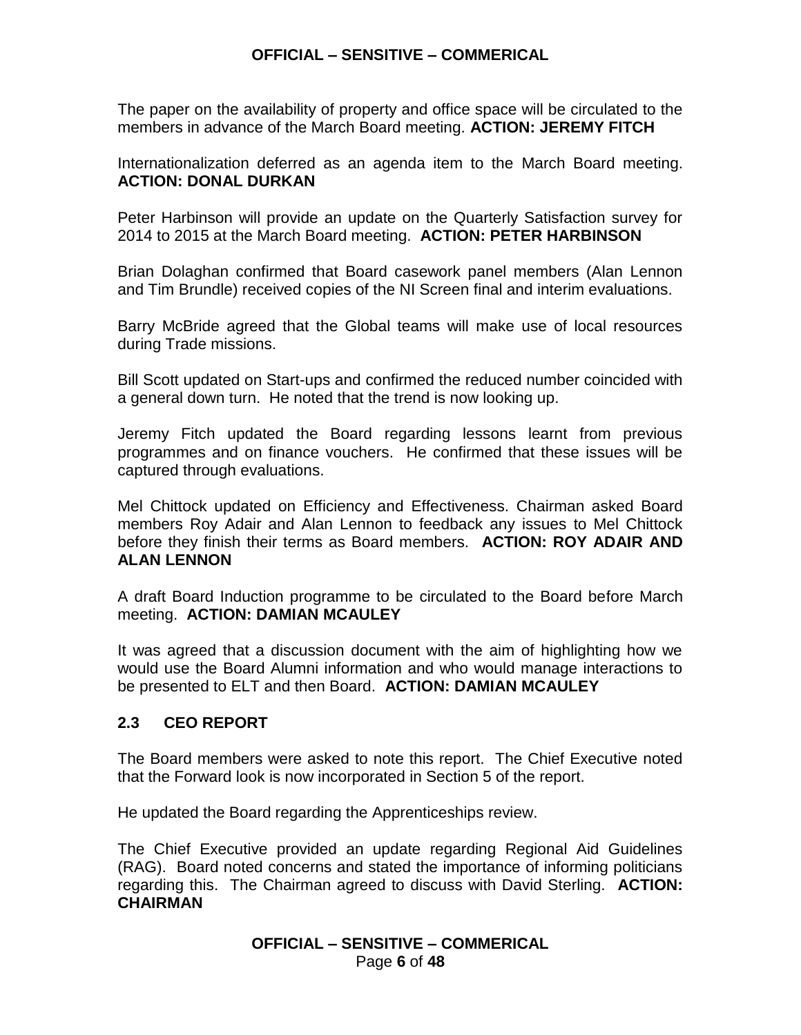The paper on the availability of property and office space will be circulated to the members in advance of the March Board meeting. **ACTION: JEREMY FITCH**

Internationalization deferred as an agenda item to the March Board meeting. **ACTION: DONAL DURKAN**

Peter Harbinson will provide an update on the Quarterly Satisfaction survey for 2014 to 2015 at the March Board meeting. **ACTION: PETER HARBINSON**

Brian Dolaghan confirmed that Board casework panel members (Alan Lennon and Tim Brundle) received copies of the NI Screen final and interim evaluations.

Barry McBride agreed that the Global teams will make use of local resources during Trade missions.

Bill Scott updated on Start-ups and confirmed the reduced number coincided with a general down turn. He noted that the trend is now looking up.

Jeremy Fitch updated the Board regarding lessons learnt from previous programmes and on finance vouchers. He confirmed that these issues will be captured through evaluations.

Mel Chittock updated on Efficiency and Effectiveness. Chairman asked Board members Roy Adair and Alan Lennon to feedback any issues to Mel Chittock before they finish their terms as Board members. **ACTION: ROY ADAIR AND ALAN LENNON**

A draft Board Induction programme to be circulated to the Board before March meeting. **ACTION: DAMIAN MCAULEY**

It was agreed that a discussion document with the aim of highlighting how we would use the Board Alumni information and who would manage interactions to be presented to ELT and then Board. **ACTION: DAMIAN MCAULEY**

### 2.3 CEO REPORT

The Board members were asked to note this report. The Chief Executive noted that the Forward look is now incorporated in Section 5 of the report.

He updated the Board regarding the Apprenticeships review.

The Chief Executive provided an update regarding Regional Aid Guidelines (RAG). Board noted concerns and stated the importance of informing politicians regarding this. The Chairman agreed to discuss with David Sterling. **ACTION: CHAIRMAN**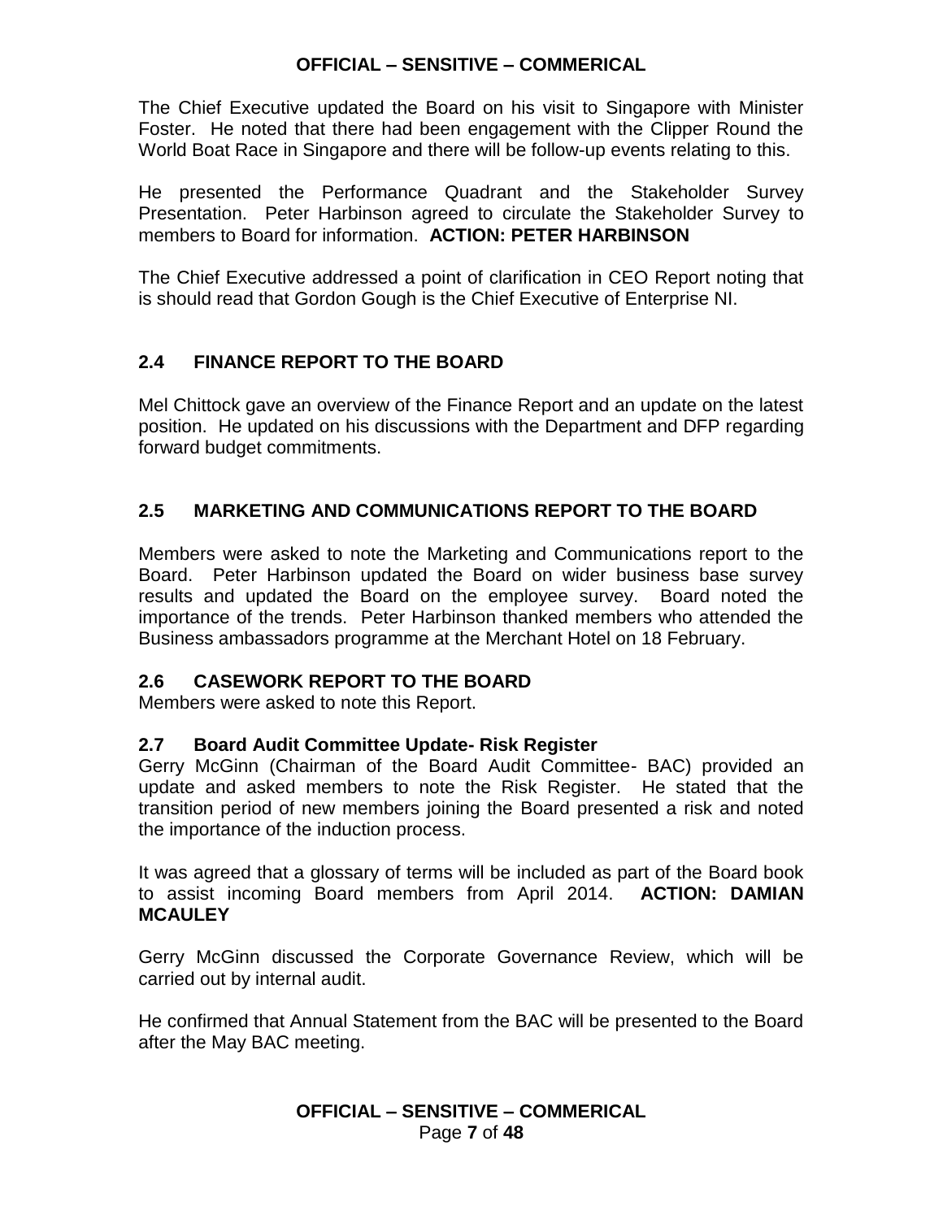The Chief Executive updated the Board on his visit to Singapore with Minister Foster. He noted that there had been engagement with the Clipper Round the World Boat Race in Singapore and there will be follow-up events relating to this.

He presented the Performance Quadrant and the Stakeholder Survey Presentation. Peter Harbinson agreed to circulate the Stakeholder Survey to members to Board for information. **ACTION: PETER HARBINSON**

The Chief Executive addressed a point of clarification in CEO Report noting that is should read that Gordon Gough is the Chief Executive of Enterprise NI.

## 2.4 FINANCE REPORT TO THE BOARD

Mel Chittock gave an overview of the Finance Report and an update on the latest position. He updated on his discussions with the Department and DFP regarding forward budget commitments.

## 2.5 MARKETING AND COMMUNICATIONS REPORT TO THE BOARD

Members were asked to note the Marketing and Communications report to the Board. Peter Harbinson updated the Board on wider business base survey results and updated the Board on the employee survey. Board noted the importance of the trends. Peter Harbinson thanked members who attended the Business ambassadors programme at the Merchant Hotel on 18 February.

## 2.6 CASEWORK REPORT TO THE BOARD

Members were asked to note this Report.

## 2.7 Board Audit Committee Update- Risk Register

Gerry McGinn (Chairman of the Board Audit Committee- BAC) provided an update and asked members to note the Risk Register. He stated that the transition period of new members joining the Board presented a risk and noted the importance of the induction process.

It was agreed that a glossary of terms will be included as part of the Board book to assist incoming Board members from April 2014. **ACTION: DAMIAN MCAULEY**

Gerry McGinn discussed the Corporate Governance Review, which will be carried out by internal audit.

He confirmed that Annual Statement from the BAC will be presented to the Board after the May BAC meeting.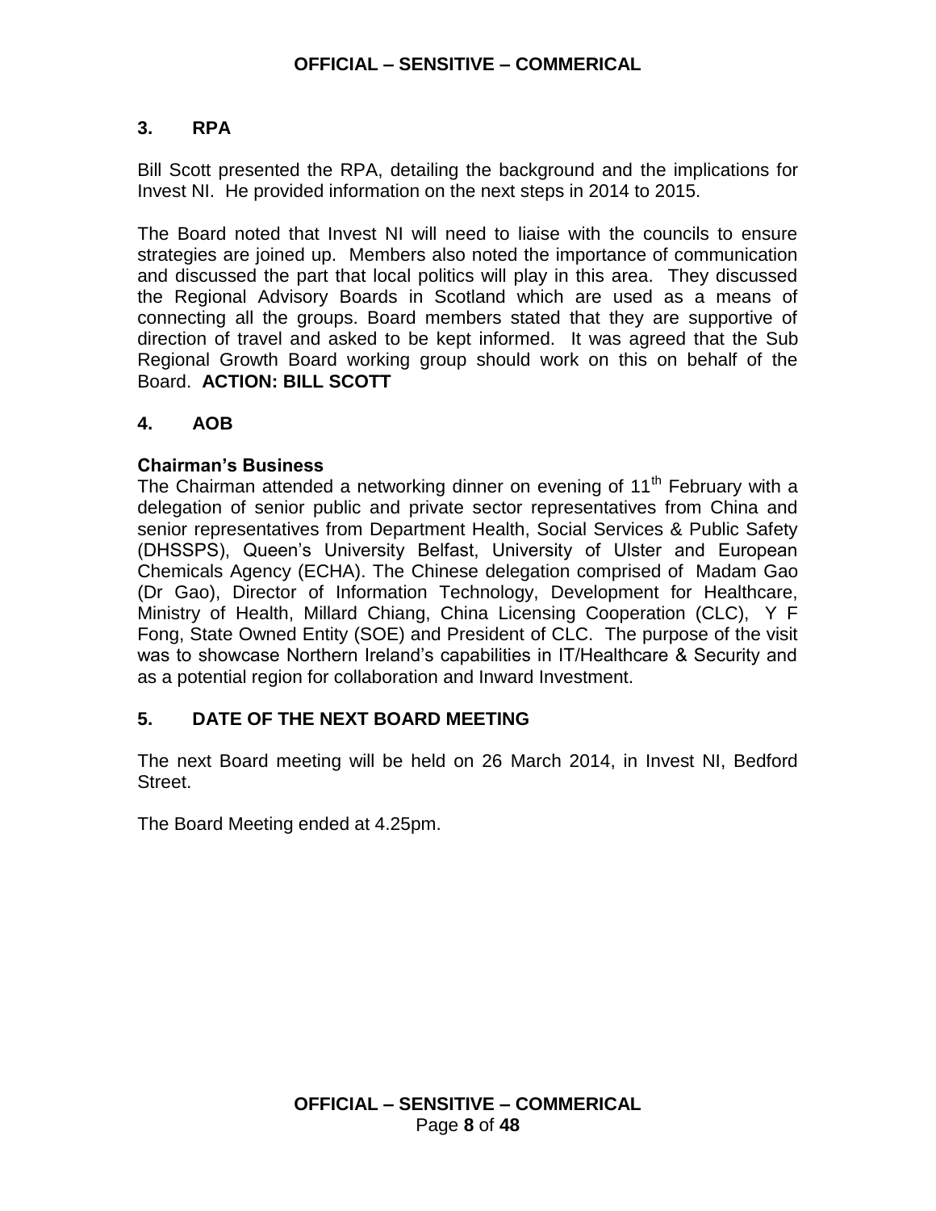## 3. RPA

Bill Scott presented the RPA, detailing the background and the implications for Invest NI. He provided information on the next steps in 2014 to 2015.

The Board noted that Invest NI will need to liaise with the councils to ensure strategies are joined up. Members also noted the importance of communication and discussed the part that local politics will play in this area. They discussed the Regional Advisory Boards in Scotland which are used as a means of connecting all the groups. Board members stated that they are supportive of direction of travel and asked to be kept informed. It was agreed that the Sub Regional Growth Board working group should work on this on behalf of the Board. **ACTION: BILL SCOTT**

## 4. AOB

**Chairman's Business**

The Chairman attended a networking dinner on evening of 11th February with a delegation of senior public and private sector representatives from China and senior representatives from Department Health, Social Services & Public Safety (DHSSPS), Queen's University Belfast, University of Ulster and European Chemicals Agency (ECHA). The Chinese delegation comprised of Madam Gao (Dr Gao), Director of Information Technology, Development for Healthcare, Ministry of Health, Millard Chiang, China Licensing Cooperation (CLC), Y F Fong, State Owned Entity (SOE) and President of CLC. The purpose of the visit was to showcase Northern Ireland's capabilities in IT/Healthcare & Security and as a potential region for collaboration and Inward Investment.

## 5. DATE OF THE NEXT BOARD MEETING

The next Board meeting will be held on 26 March 2014, in Invest NI, Bedford Street.

The Board Meeting ended at 4.25pm.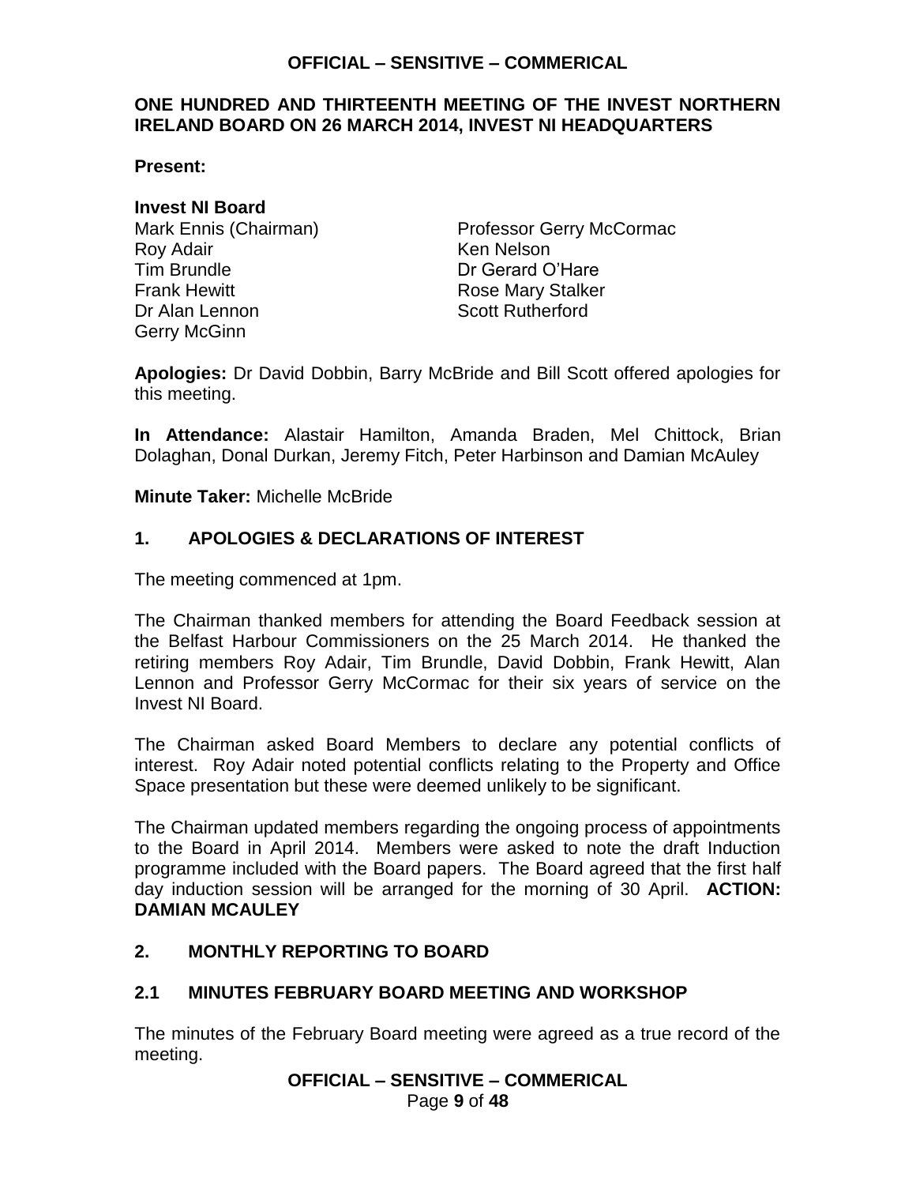**ONE HUNDRED AND THIRTEENTH MEETING OF THE INVEST NORTHERN IRELAND BOARD ON 26 MARCH 2014, INVEST NI HEADQUARTERS**

**Present:**

**Invest NI Board**

Mark Ennis (Chairman)
Roy Adair
Tim Brundle
Frank Hewitt
Dr Alan Lennon
Gerry McGinn
Professor Gerry McCormac
Ken Nelson
Dr Gerard O'Hare
Rose Mary Stalker
Scott Rutherford

**Apologies:** Dr David Dobbin, Barry McBride and Bill Scott offered apologies for this meeting.

**In Attendance:** Alastair Hamilton, Amanda Braden, Mel Chittock, Brian Dolaghan, Donal Durkan, Jeremy Fitch, Peter Harbinson and Damian McAuley

**Minute Taker:** Michelle McBride

## 1. APOLOGIES & DECLARATIONS OF INTEREST

The meeting commenced at 1pm.

The Chairman thanked members for attending the Board Feedback session at the Belfast Harbour Commissioners on the 25 March 2014. He thanked the retiring members Roy Adair, Tim Brundle, David Dobbin, Frank Hewitt, Alan Lennon and Professor Gerry McCormac for their six years of service on the Invest NI Board.

The Chairman asked Board Members to declare any potential conflicts of interest. Roy Adair noted potential conflicts relating to the Property and Office Space presentation but these were deemed unlikely to be significant.

The Chairman updated members regarding the ongoing process of appointments to the Board in April 2014. Members were asked to note the draft Induction programme included with the Board papers. The Board agreed that the first half day induction session will be arranged for the morning of 30 April. **ACTION: DAMIAN MCAULEY**

## 2. MONTHLY REPORTING TO BOARD

### 2.1 MINUTES FEBRUARY BOARD MEETING AND WORKSHOP

The minutes of the February Board meeting were agreed as a true record of the meeting.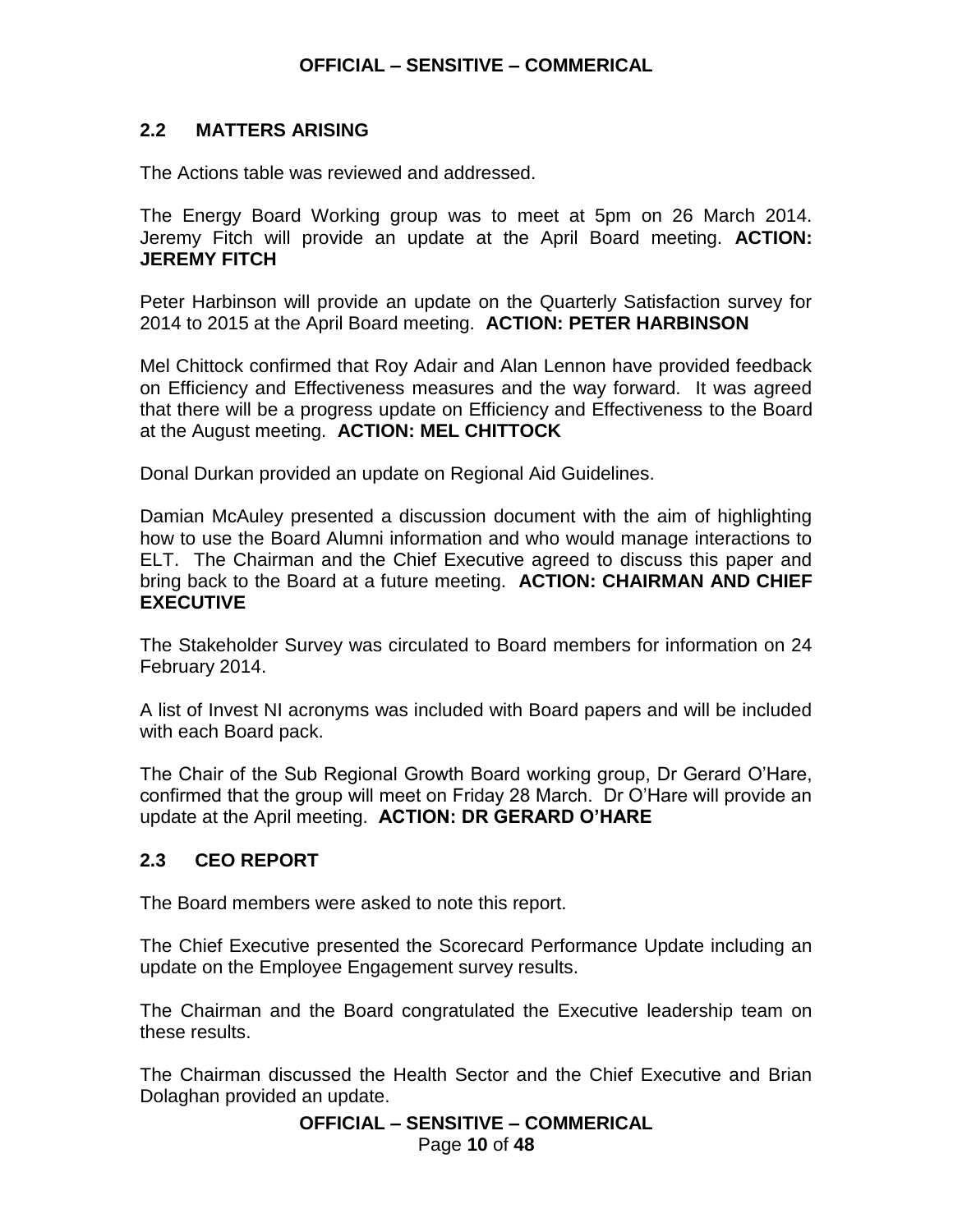## 2.2 MATTERS ARISING

The Actions table was reviewed and addressed.

The Energy Board Working group was to meet at 5pm on 26 March 2014. Jeremy Fitch will provide an update at the April Board meeting. **ACTION: JEREMY FITCH**

Peter Harbinson will provide an update on the Quarterly Satisfaction survey for 2014 to 2015 at the April Board meeting. **ACTION: PETER HARBINSON**

Mel Chittock confirmed that Roy Adair and Alan Lennon have provided feedback on Efficiency and Effectiveness measures and the way forward. It was agreed that there will be a progress update on Efficiency and Effectiveness to the Board at the August meeting. **ACTION: MEL CHITTOCK**

Donal Durkan provided an update on Regional Aid Guidelines.

Damian McAuley presented a discussion document with the aim of highlighting how to use the Board Alumni information and who would manage interactions to ELT. The Chairman and the Chief Executive agreed to discuss this paper and bring back to the Board at a future meeting. **ACTION: CHAIRMAN AND CHIEF EXECUTIVE**

The Stakeholder Survey was circulated to Board members for information on 24 February 2014.

A list of Invest NI acronyms was included with Board papers and will be included with each Board pack.

The Chair of the Sub Regional Growth Board working group, Dr Gerard O'Hare, confirmed that the group will meet on Friday 28 March. Dr O'Hare will provide an update at the April meeting. **ACTION: DR GERARD O'HARE**

## 2.3 CEO REPORT

The Board members were asked to note this report.

The Chief Executive presented the Scorecard Performance Update including an update on the Employee Engagement survey results.

The Chairman and the Board congratulated the Executive leadership team on these results.

The Chairman discussed the Health Sector and the Chief Executive and Brian Dolaghan provided an update.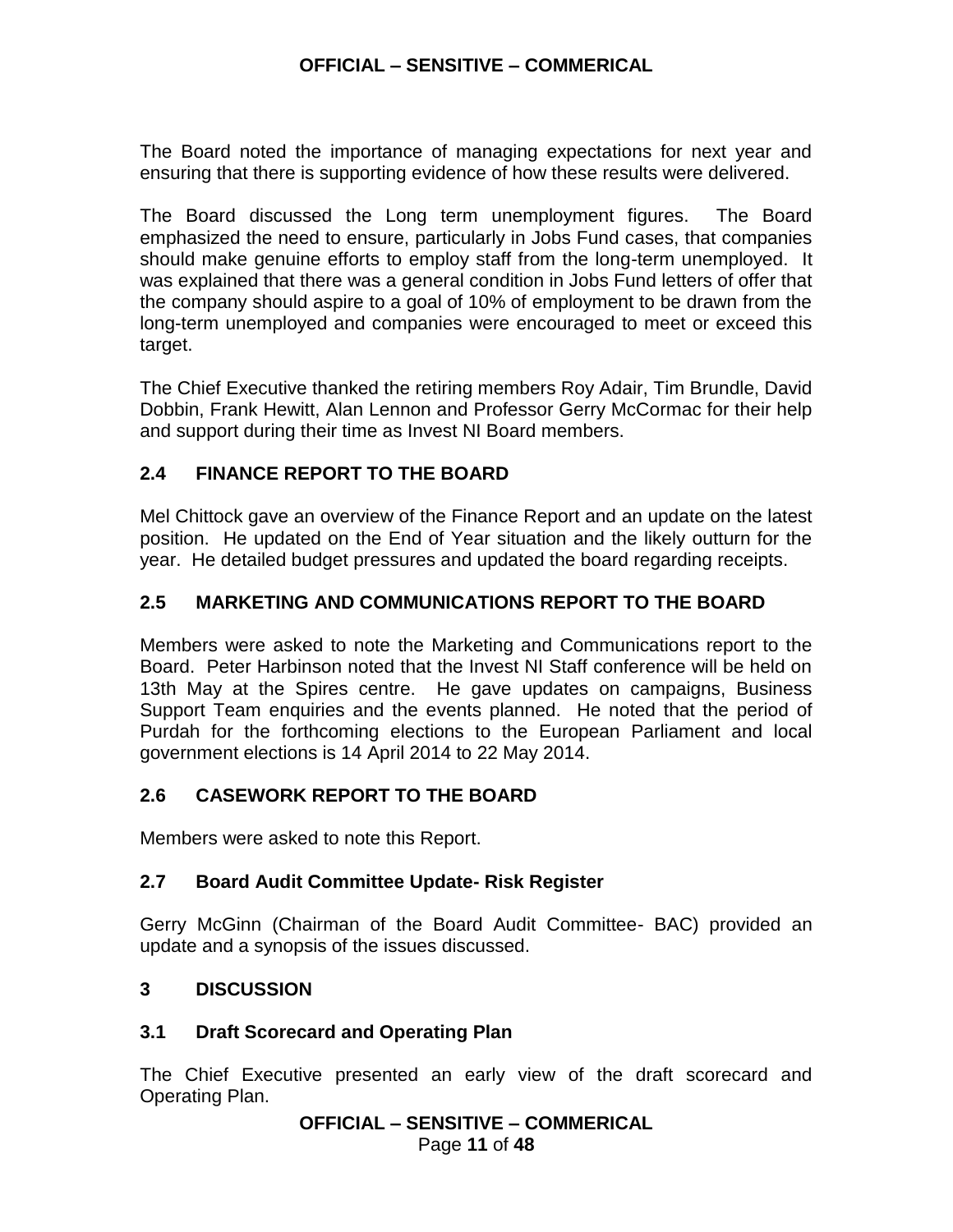The Board noted the importance of managing expectations for next year and ensuring that there is supporting evidence of how these results were delivered.

The Board discussed the Long term unemployment figures. The Board emphasized the need to ensure, particularly in Jobs Fund cases, that companies should make genuine efforts to employ staff from the long-term unemployed. It was explained that there was a general condition in Jobs Fund letters of offer that the company should aspire to a goal of 10% of employment to be drawn from the long-term unemployed and companies were encouraged to meet or exceed this target.

The Chief Executive thanked the retiring members Roy Adair, Tim Brundle, David Dobbin, Frank Hewitt, Alan Lennon and Professor Gerry McCormac for their help and support during their time as Invest NI Board members.

## 2.4 FINANCE REPORT TO THE BOARD

Mel Chittock gave an overview of the Finance Report and an update on the latest position. He updated on the End of Year situation and the likely outturn for the year. He detailed budget pressures and updated the board regarding receipts.

## 2.5 MARKETING AND COMMUNICATIONS REPORT TO THE BOARD

Members were asked to note the Marketing and Communications report to the Board. Peter Harbinson noted that the Invest NI Staff conference will be held on 13th May at the Spires centre. He gave updates on campaigns, Business Support Team enquiries and the events planned. He noted that the period of Purdah for the forthcoming elections to the European Parliament and local government elections is 14 April 2014 to 22 May 2014.

## 2.6 CASEWORK REPORT TO THE BOARD

Members were asked to note this Report.

## 2.7 Board Audit Committee Update- Risk Register

Gerry McGinn (Chairman of the Board Audit Committee- BAC) provided an update and a synopsis of the issues discussed.

# 3 DISCUSSION

## 3.1 Draft Scorecard and Operating Plan

The Chief Executive presented an early view of the draft scorecard and Operating Plan.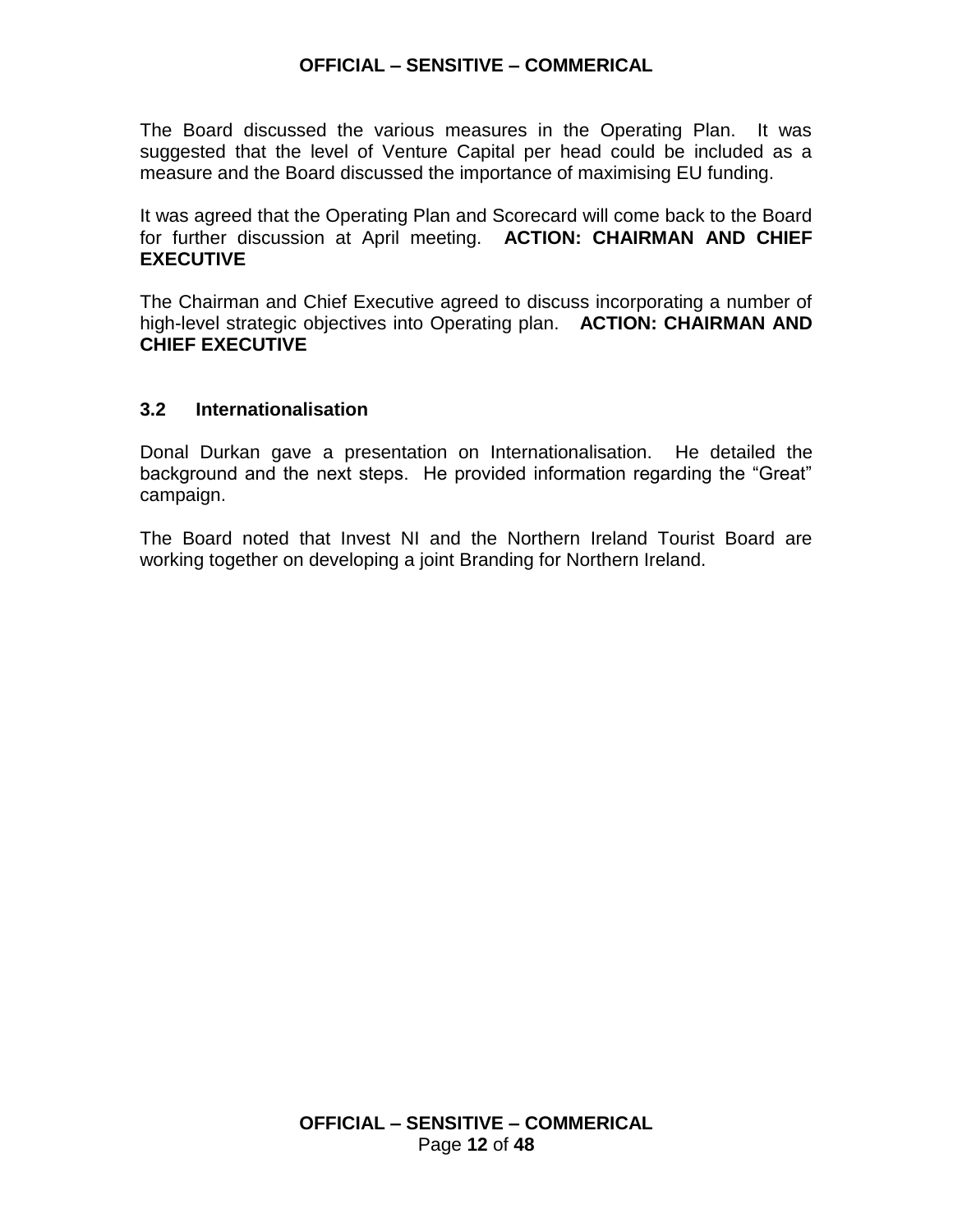The Board discussed the various measures in the Operating Plan. It was suggested that the level of Venture Capital per head could be included as a measure and the Board discussed the importance of maximising EU funding.

It was agreed that the Operating Plan and Scorecard will come back to the Board for further discussion at April meeting. **ACTION: CHAIRMAN AND CHIEF EXECUTIVE**

The Chairman and Chief Executive agreed to discuss incorporating a number of high-level strategic objectives into Operating plan. **ACTION: CHAIRMAN AND CHIEF EXECUTIVE**

### 3.2 Internationalisation

Donal Durkan gave a presentation on Internationalisation. He detailed the background and the next steps. He provided information regarding the "Great" campaign.

The Board noted that Invest NI and the Northern Ireland Tourist Board are working together on developing a joint Branding for Northern Ireland.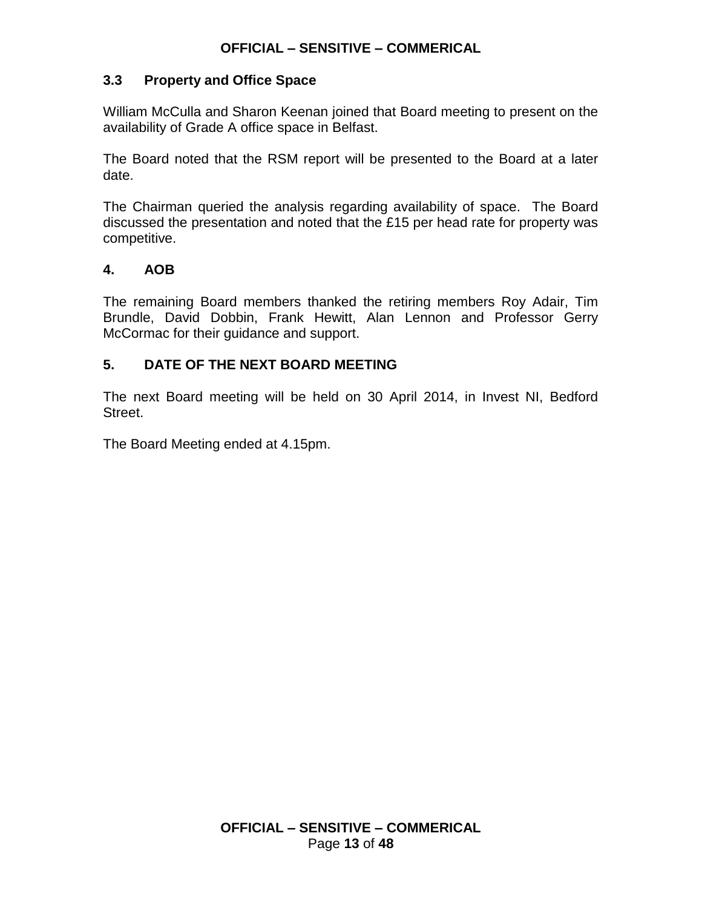### 3.3 Property and Office Space

William McCulla and Sharon Keenan joined that Board meeting to present on the availability of Grade A office space in Belfast.

The Board noted that the RSM report will be presented to the Board at a later date.

The Chairman queried the analysis regarding availability of space. The Board discussed the presentation and noted that the £15 per head rate for property was competitive.

## 4. AOB

The remaining Board members thanked the retiring members Roy Adair, Tim Brundle, David Dobbin, Frank Hewitt, Alan Lennon and Professor Gerry McCormac for their guidance and support.

## 5. DATE OF THE NEXT BOARD MEETING

The next Board meeting will be held on 30 April 2014, in Invest NI, Bedford Street.

The Board Meeting ended at 4.15pm.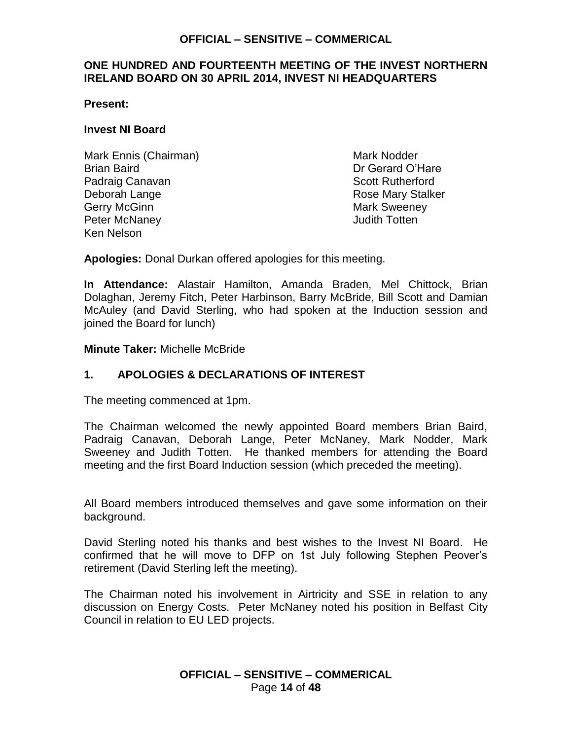**ONE HUNDRED AND FOURTEENTH MEETING OF THE INVEST NORTHERN IRELAND BOARD ON 30 APRIL 2014, INVEST NI HEADQUARTERS**

**Present:**

**Invest NI Board**

Mark Ennis (Chairman)
Brian Baird
Padraig Canavan
Deborah Lange
Gerry McGinn
Peter McNaney
Ken Nelson
Mark Nodder
Dr Gerard O'Hare
Scott Rutherford
Rose Mary Stalker
Mark Sweeney
Judith Totten

**Apologies:** Donal Durkan offered apologies for this meeting.

**In Attendance:** Alastair Hamilton, Amanda Braden, Mel Chittock, Brian Dolaghan, Jeremy Fitch, Peter Harbinson, Barry McBride, Bill Scott and Damian McAuley (and David Sterling, who had spoken at the Induction session and joined the Board for lunch)

**Minute Taker:** Michelle McBride

## 1. APOLOGIES & DECLARATIONS OF INTEREST

The meeting commenced at 1pm.

The Chairman welcomed the newly appointed Board members Brian Baird, Padraig Canavan, Deborah Lange, Peter McNaney, Mark Nodder, Mark Sweeney and Judith Totten. He thanked members for attending the Board meeting and the first Board Induction session (which preceded the meeting).

All Board members introduced themselves and gave some information on their background.

David Sterling noted his thanks and best wishes to the Invest NI Board. He confirmed that he will move to DFP on 1st July following Stephen Peover's retirement (David Sterling left the meeting).

The Chairman noted his involvement in Airtricity and SSE in relation to any discussion on Energy Costs. Peter McNaney noted his position in Belfast City Council in relation to EU LED projects.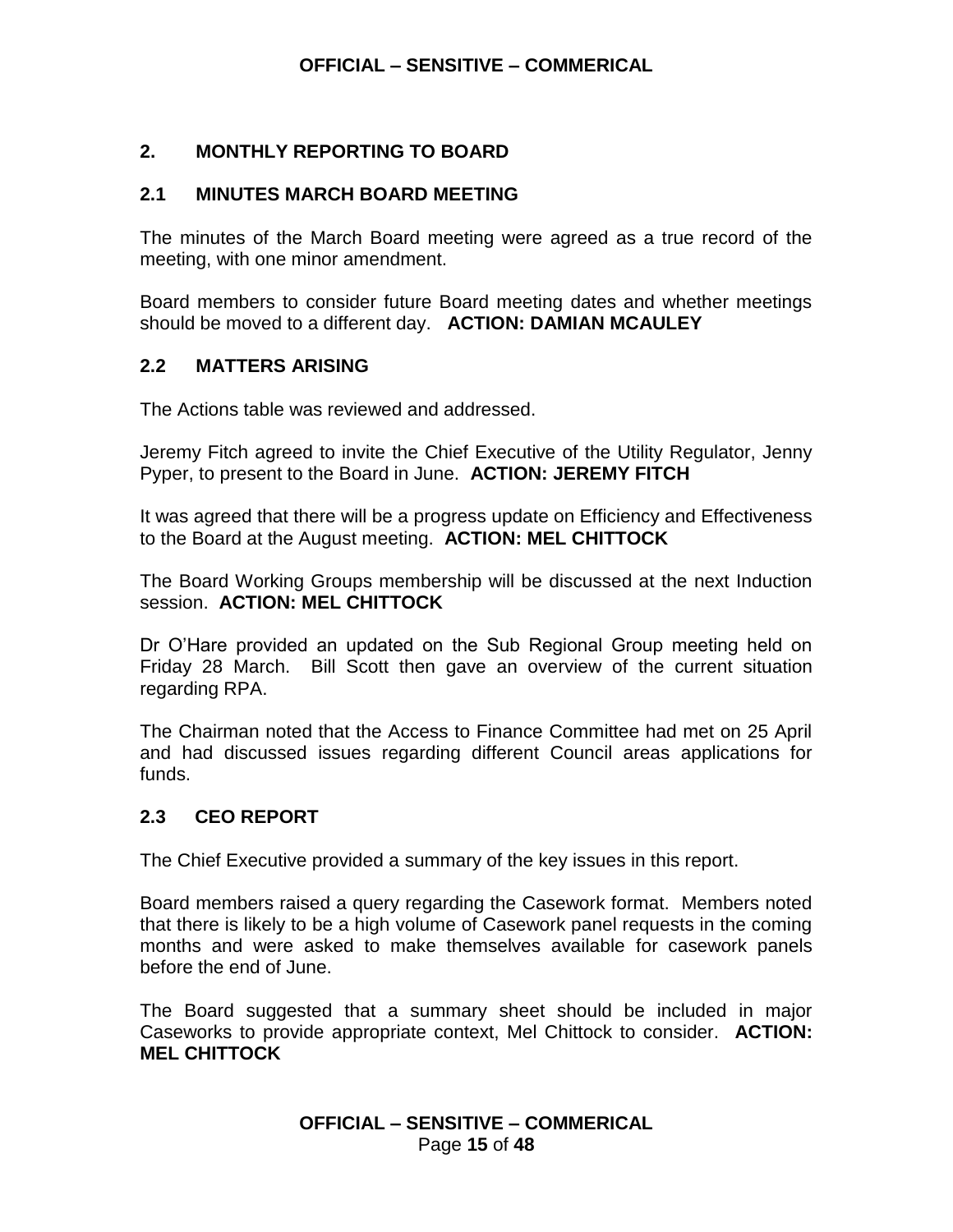## 2. MONTHLY REPORTING TO BOARD

### 2.1 MINUTES MARCH BOARD MEETING

The minutes of the March Board meeting were agreed as a true record of the meeting, with one minor amendment.

Board members to consider future Board meeting dates and whether meetings should be moved to a different day. **ACTION: DAMIAN MCAULEY**

### 2.2 MATTERS ARISING

The Actions table was reviewed and addressed.

Jeremy Fitch agreed to invite the Chief Executive of the Utility Regulator, Jenny Pyper, to present to the Board in June. **ACTION: JEREMY FITCH**

It was agreed that there will be a progress update on Efficiency and Effectiveness to the Board at the August meeting. **ACTION: MEL CHITTOCK**

The Board Working Groups membership will be discussed at the next Induction session. **ACTION: MEL CHITTOCK**

Dr O'Hare provided an updated on the Sub Regional Group meeting held on Friday 28 March. Bill Scott then gave an overview of the current situation regarding RPA.

The Chairman noted that the Access to Finance Committee had met on 25 April and had discussed issues regarding different Council areas applications for funds.

### 2.3 CEO REPORT

The Chief Executive provided a summary of the key issues in this report.

Board members raised a query regarding the Casework format. Members noted that there is likely to be a high volume of Casework panel requests in the coming months and were asked to make themselves available for casework panels before the end of June.

The Board suggested that a summary sheet should be included in major Caseworks to provide appropriate context, Mel Chittock to consider. **ACTION: MEL CHITTOCK**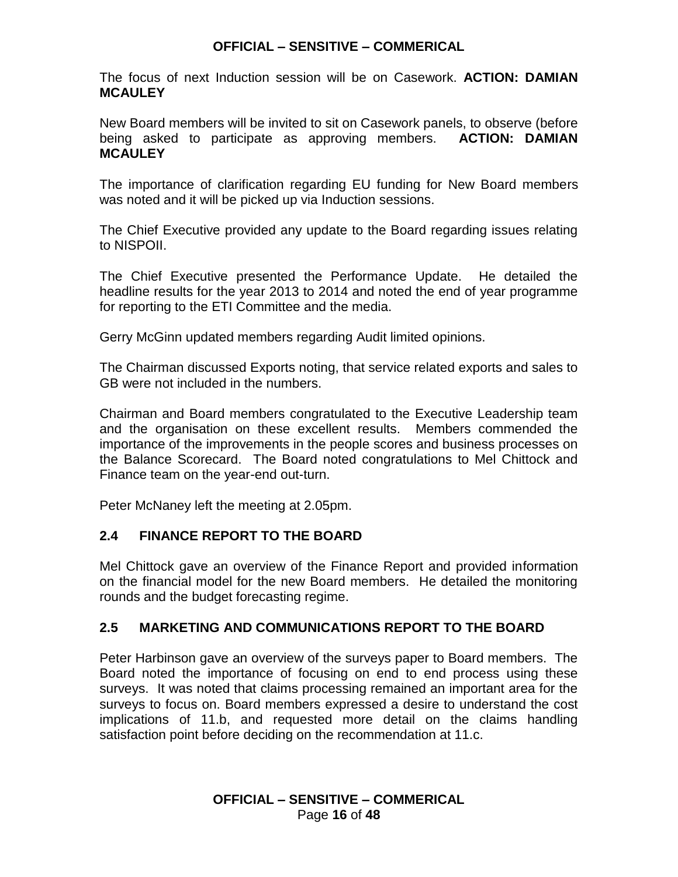The focus of next Induction session will be on Casework. **ACTION: DAMIAN MCAULEY**

New Board members will be invited to sit on Casework panels, to observe (before being asked to participate as approving members. **ACTION: DAMIAN MCAULEY**

The importance of clarification regarding EU funding for New Board members was noted and it will be picked up via Induction sessions.

The Chief Executive provided any update to the Board regarding issues relating to NISPOII.

The Chief Executive presented the Performance Update. He detailed the headline results for the year 2013 to 2014 and noted the end of year programme for reporting to the ETI Committee and the media.

Gerry McGinn updated members regarding Audit limited opinions.

The Chairman discussed Exports noting, that service related exports and sales to GB were not included in the numbers.

Chairman and Board members congratulated to the Executive Leadership team and the organisation on these excellent results. Members commended the importance of the improvements in the people scores and business processes on the Balance Scorecard. The Board noted congratulations to Mel Chittock and Finance team on the year-end out-turn.

Peter McNaney left the meeting at 2.05pm.

### 2.4 FINANCE REPORT TO THE BOARD

Mel Chittock gave an overview of the Finance Report and provided information on the financial model for the new Board members. He detailed the monitoring rounds and the budget forecasting regime.

### 2.5 MARKETING AND COMMUNICATIONS REPORT TO THE BOARD

Peter Harbinson gave an overview of the surveys paper to Board members. The Board noted the importance of focusing on end to end process using these surveys. It was noted that claims processing remained an important area for the surveys to focus on. Board members expressed a desire to understand the cost implications of 11.b, and requested more detail on the claims handling satisfaction point before deciding on the recommendation at 11.c.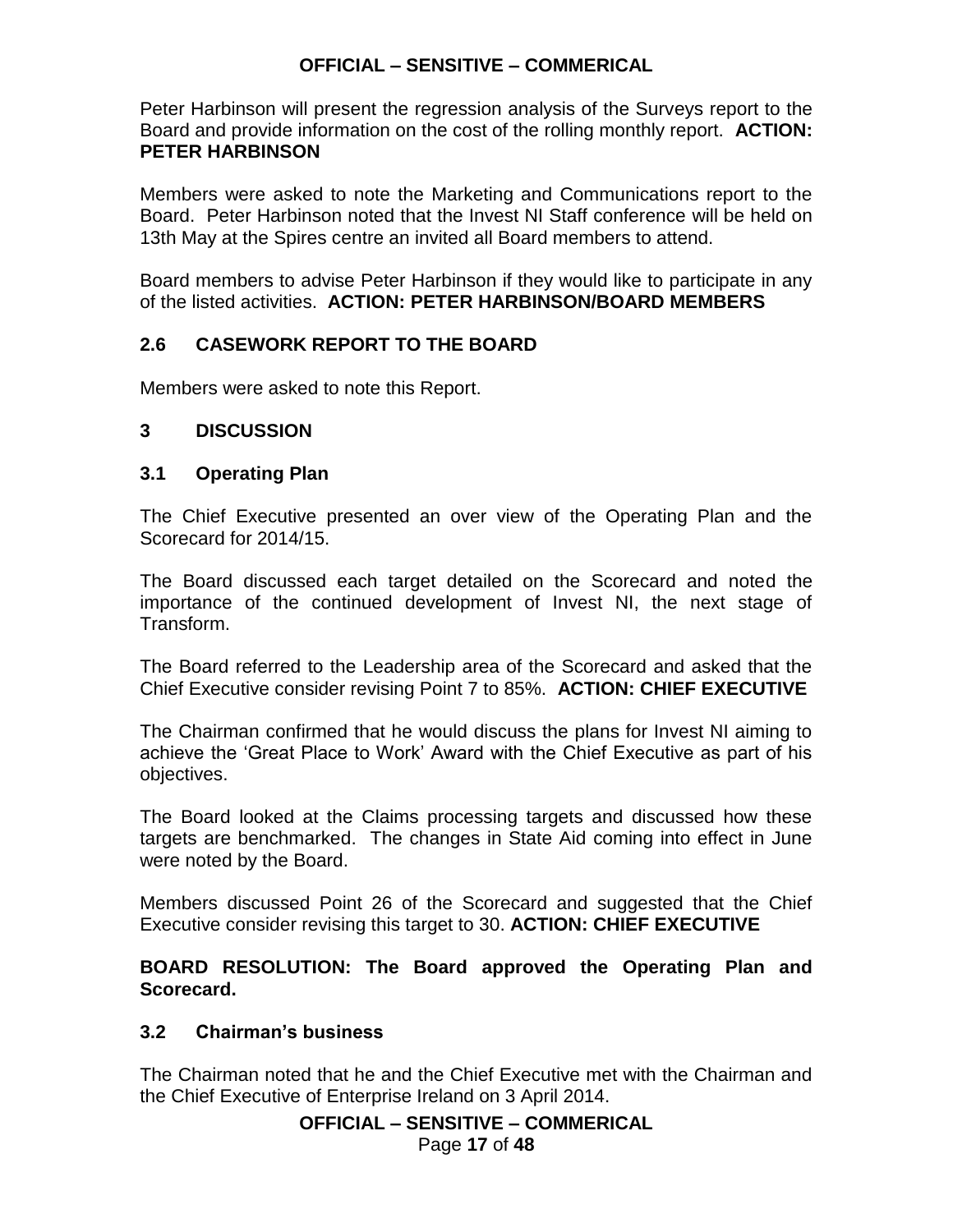Peter Harbinson will present the regression analysis of the Surveys report to the Board and provide information on the cost of the rolling monthly report. **ACTION: PETER HARBINSON**

Members were asked to note the Marketing and Communications report to the Board. Peter Harbinson noted that the Invest NI Staff conference will be held on 13th May at the Spires centre an invited all Board members to attend.

Board members to advise Peter Harbinson if they would like to participate in any of the listed activities. **ACTION: PETER HARBINSON/BOARD MEMBERS**

### 2.6 CASEWORK REPORT TO THE BOARD

Members were asked to note this Report.

## 3 DISCUSSION

### 3.1 Operating Plan

The Chief Executive presented an over view of the Operating Plan and the Scorecard for 2014/15.

The Board discussed each target detailed on the Scorecard and noted the importance of the continued development of Invest NI, the next stage of Transform.

The Board referred to the Leadership area of the Scorecard and asked that the Chief Executive consider revising Point 7 to 85%. **ACTION: CHIEF EXECUTIVE**

The Chairman confirmed that he would discuss the plans for Invest NI aiming to achieve the 'Great Place to Work' Award with the Chief Executive as part of his objectives.

The Board looked at the Claims processing targets and discussed how these targets are benchmarked. The changes in State Aid coming into effect in June were noted by the Board.

Members discussed Point 26 of the Scorecard and suggested that the Chief Executive consider revising this target to 30. **ACTION: CHIEF EXECUTIVE**

**BOARD RESOLUTION: The Board approved the Operating Plan and Scorecard.**

### 3.2 Chairman's business

The Chairman noted that he and the Chief Executive met with the Chairman and the Chief Executive of Enterprise Ireland on 3 April 2014.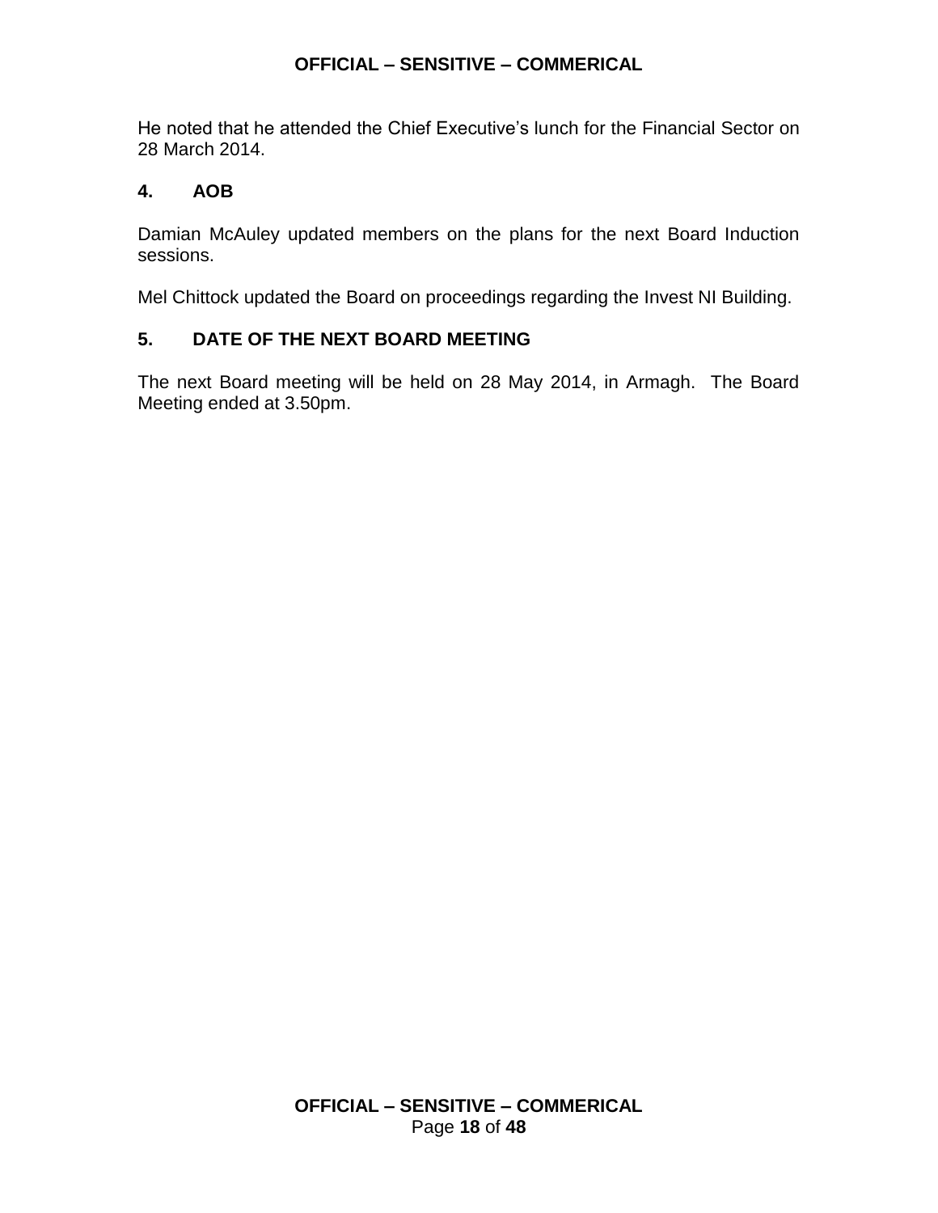He noted that he attended the Chief Executive's lunch for the Financial Sector on 28 March 2014.

## 4. AOB

Damian McAuley updated members on the plans for the next Board Induction sessions.

Mel Chittock updated the Board on proceedings regarding the Invest NI Building.

## 5. DATE OF THE NEXT BOARD MEETING

The next Board meeting will be held on 28 May 2014, in Armagh. The Board Meeting ended at 3.50pm.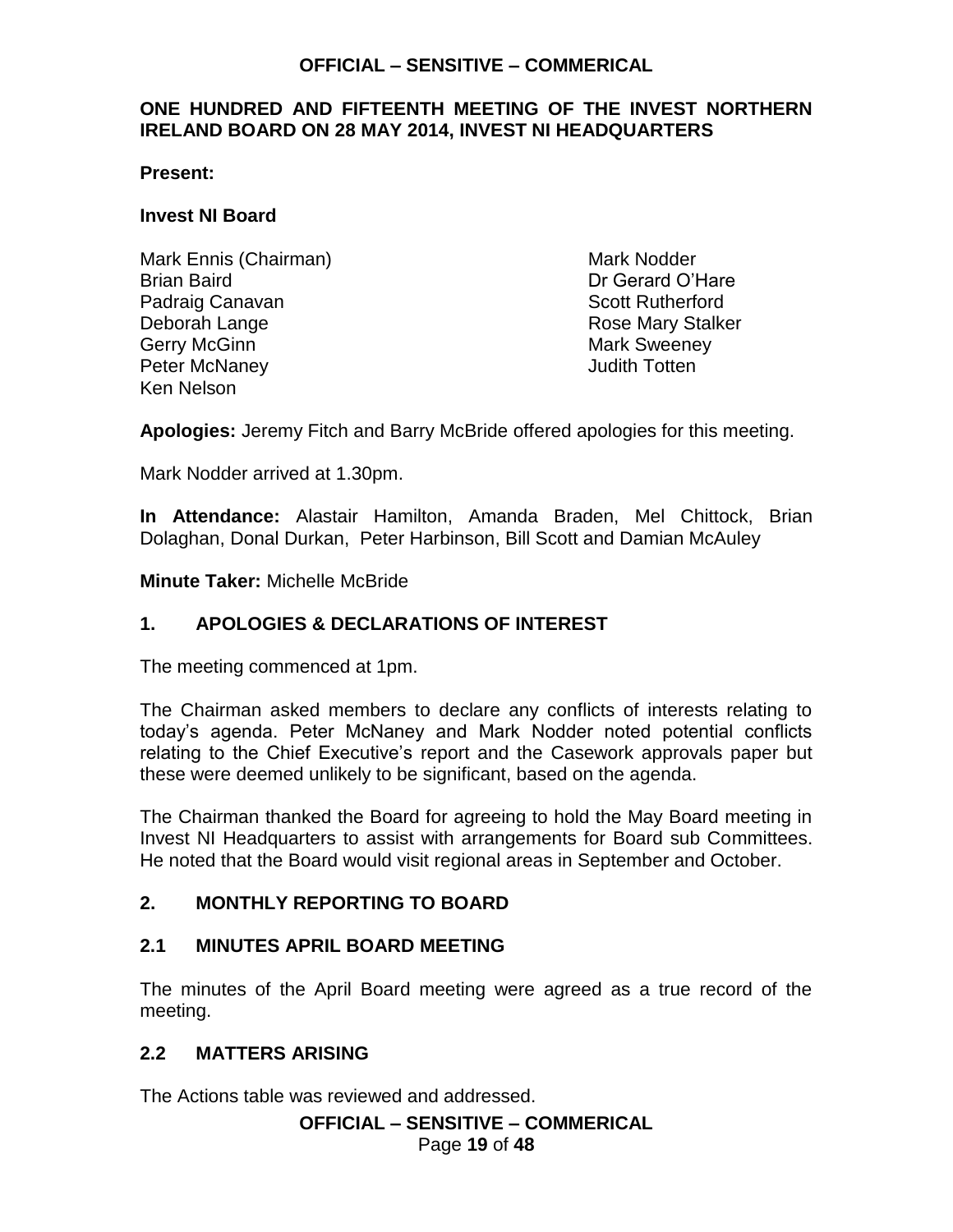# ONE HUNDRED AND FIFTEENTH MEETING OF THE INVEST NORTHERN IRELAND BOARD ON 28 MAY 2014, INVEST NI HEADQUARTERS

**Present:**

**Invest NI Board**

Mark Ennis (Chairman)
Brian Baird
Padraig Canavan
Deborah Lange
Gerry McGinn
Peter McNaney
Ken Nelson
Mark Nodder
Dr Gerard O'Hare
Scott Rutherford
Rose Mary Stalker
Mark Sweeney
Judith Totten

**Apologies:** Jeremy Fitch and Barry McBride offered apologies for this meeting.

Mark Nodder arrived at 1.30pm.

**In Attendance:** Alastair Hamilton, Amanda Braden, Mel Chittock, Brian Dolaghan, Donal Durkan, Peter Harbinson, Bill Scott and Damian McAuley

**Minute Taker:** Michelle McBride

## 1. APOLOGIES & DECLARATIONS OF INTEREST

The meeting commenced at 1pm.

The Chairman asked members to declare any conflicts of interests relating to today's agenda. Peter McNaney and Mark Nodder noted potential conflicts relating to the Chief Executive's report and the Casework approvals paper but these were deemed unlikely to be significant, based on the agenda.

The Chairman thanked the Board for agreeing to hold the May Board meeting in Invest NI Headquarters to assist with arrangements for Board sub Committees. He noted that the Board would visit regional areas in September and October.

## 2. MONTHLY REPORTING TO BOARD

### 2.1 MINUTES APRIL BOARD MEETING

The minutes of the April Board meeting were agreed as a true record of the meeting.

### 2.2 MATTERS ARISING

The Actions table was reviewed and addressed.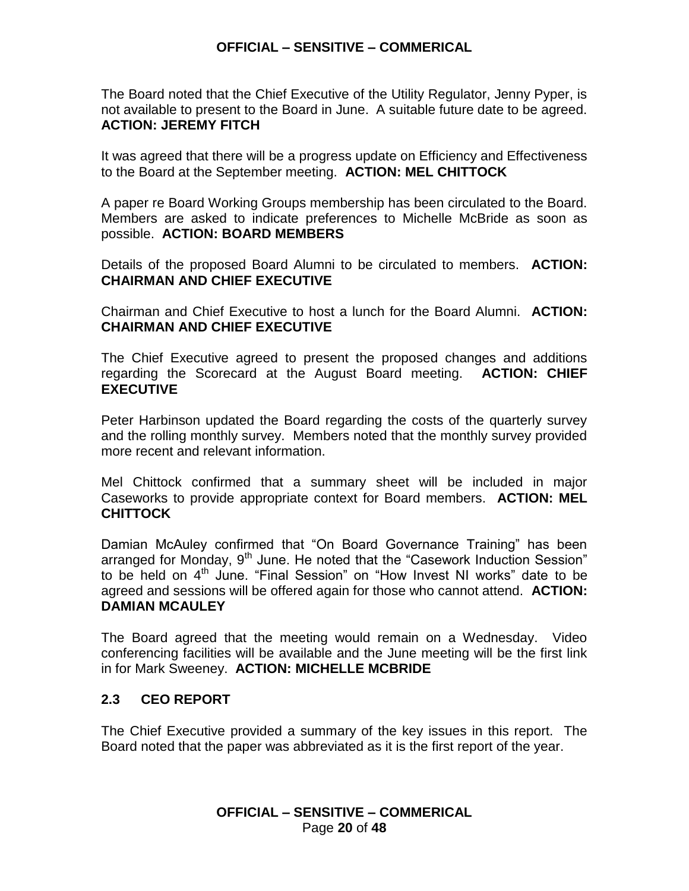The Board noted that the Chief Executive of the Utility Regulator, Jenny Pyper, is not available to present to the Board in June. A suitable future date to be agreed. **ACTION: JEREMY FITCH**

It was agreed that there will be a progress update on Efficiency and Effectiveness to the Board at the September meeting. **ACTION: MEL CHITTOCK**

A paper re Board Working Groups membership has been circulated to the Board. Members are asked to indicate preferences to Michelle McBride as soon as possible. **ACTION: BOARD MEMBERS**

Details of the proposed Board Alumni to be circulated to members. **ACTION: CHAIRMAN AND CHIEF EXECUTIVE**

Chairman and Chief Executive to host a lunch for the Board Alumni. **ACTION: CHAIRMAN AND CHIEF EXECUTIVE**

The Chief Executive agreed to present the proposed changes and additions regarding the Scorecard at the August Board meeting. **ACTION: CHIEF EXECUTIVE**

Peter Harbinson updated the Board regarding the costs of the quarterly survey and the rolling monthly survey. Members noted that the monthly survey provided more recent and relevant information.

Mel Chittock confirmed that a summary sheet will be included in major Caseworks to provide appropriate context for Board members. **ACTION: MEL CHITTOCK**

Damian McAuley confirmed that "On Board Governance Training" has been arranged for Monday, 9th June. He noted that the "Casework Induction Session" to be held on 4th June. "Final Session" on "How Invest NI works" date to be agreed and sessions will be offered again for those who cannot attend. **ACTION: DAMIAN MCAULEY**

The Board agreed that the meeting would remain on a Wednesday. Video conferencing facilities will be available and the June meeting will be the first link in for Mark Sweeney. **ACTION: MICHELLE MCBRIDE**

### 2.3 CEO REPORT

The Chief Executive provided a summary of the key issues in this report. The Board noted that the paper was abbreviated as it is the first report of the year.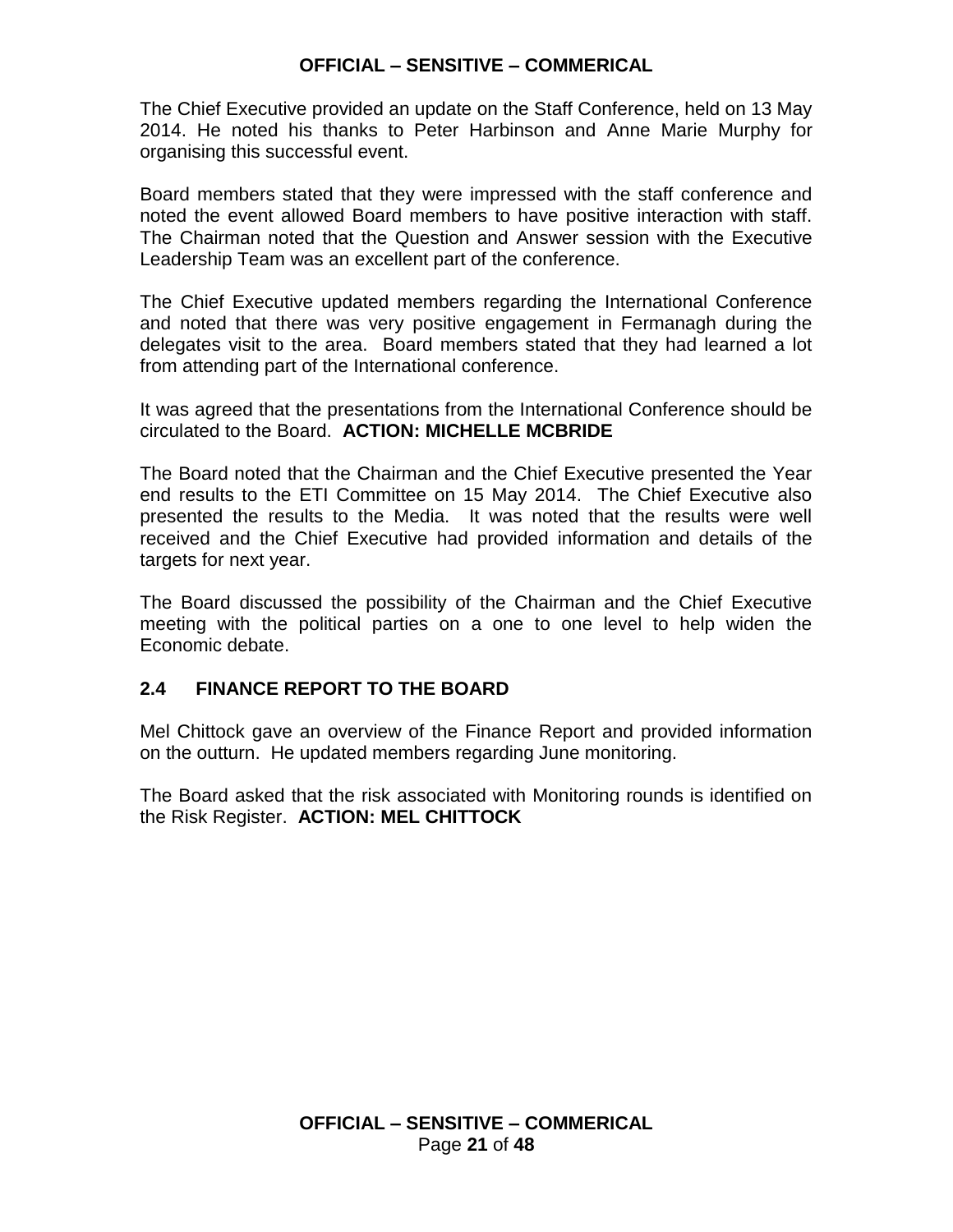The Chief Executive provided an update on the Staff Conference, held on 13 May 2014. He noted his thanks to Peter Harbinson and Anne Marie Murphy for organising this successful event.

Board members stated that they were impressed with the staff conference and noted the event allowed Board members to have positive interaction with staff. The Chairman noted that the Question and Answer session with the Executive Leadership Team was an excellent part of the conference.

The Chief Executive updated members regarding the International Conference and noted that there was very positive engagement in Fermanagh during the delegates visit to the area. Board members stated that they had learned a lot from attending part of the International conference.

It was agreed that the presentations from the International Conference should be circulated to the Board. **ACTION: MICHELLE MCBRIDE**

The Board noted that the Chairman and the Chief Executive presented the Year end results to the ETI Committee on 15 May 2014. The Chief Executive also presented the results to the Media. It was noted that the results were well received and the Chief Executive had provided information and details of the targets for next year.

The Board discussed the possibility of the Chairman and the Chief Executive meeting with the political parties on a one to one level to help widen the Economic debate.

### 2.4 FINANCE REPORT TO THE BOARD

Mel Chittock gave an overview of the Finance Report and provided information on the outturn. He updated members regarding June monitoring.

The Board asked that the risk associated with Monitoring rounds is identified on the Risk Register. **ACTION: MEL CHITTOCK**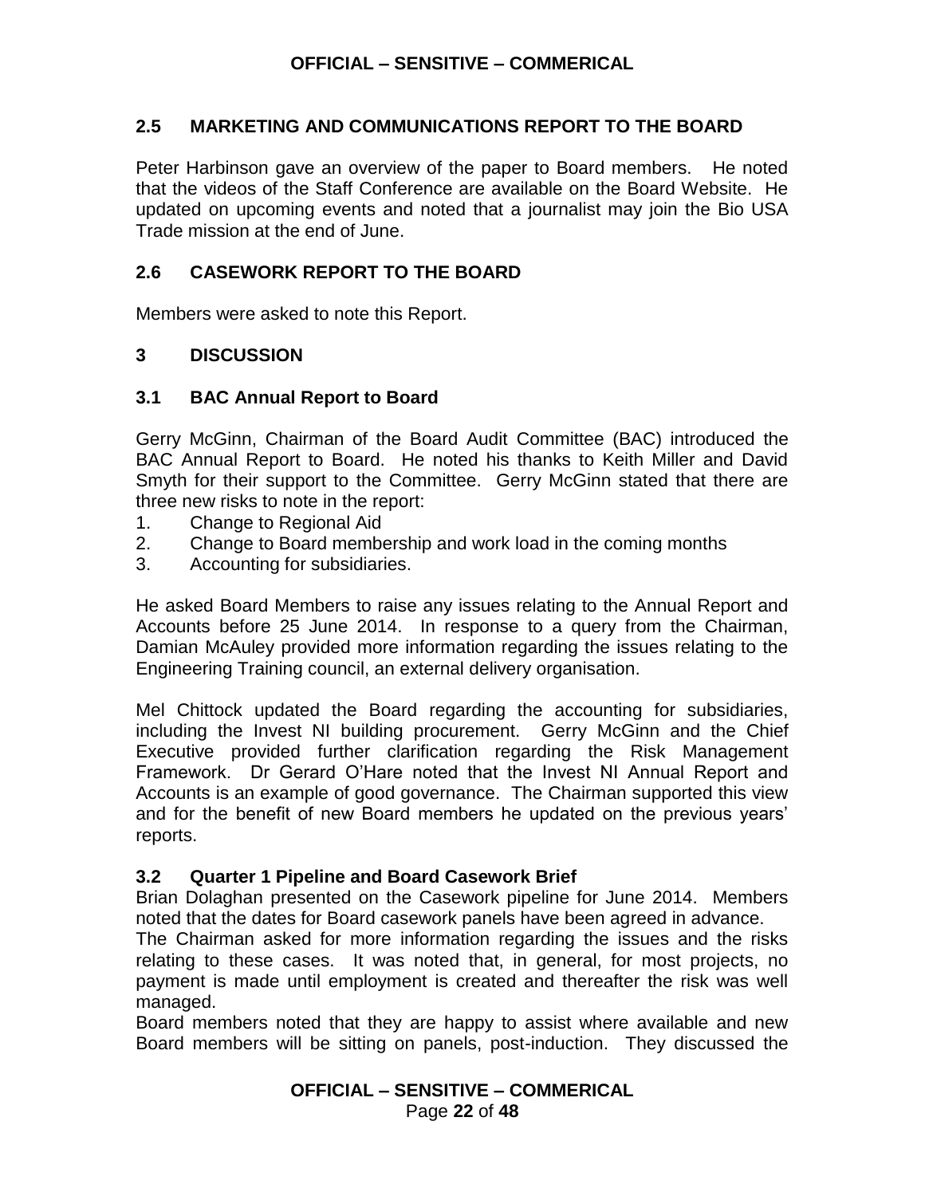## 2.5 MARKETING AND COMMUNICATIONS REPORT TO THE BOARD

Peter Harbinson gave an overview of the paper to Board members. He noted that the videos of the Staff Conference are available on the Board Website. He updated on upcoming events and noted that a journalist may join the Bio USA Trade mission at the end of June.

## 2.6 CASEWORK REPORT TO THE BOARD

Members were asked to note this Report.

## 3 DISCUSSION

### 3.1 BAC Annual Report to Board

Gerry McGinn, Chairman of the Board Audit Committee (BAC) introduced the BAC Annual Report to Board. He noted his thanks to Keith Miller and David Smyth for their support to the Committee. Gerry McGinn stated that there are three new risks to note in the report:

1. Change to Regional Aid
2. Change to Board membership and work load in the coming months
3. Accounting for subsidiaries.

He asked Board Members to raise any issues relating to the Annual Report and Accounts before 25 June 2014. In response to a query from the Chairman, Damian McAuley provided more information regarding the issues relating to the Engineering Training council, an external delivery organisation.

Mel Chittock updated the Board regarding the accounting for subsidiaries, including the Invest NI building procurement. Gerry McGinn and the Chief Executive provided further clarification regarding the Risk Management Framework. Dr Gerard O'Hare noted that the Invest NI Annual Report and Accounts is an example of good governance. The Chairman supported this view and for the benefit of new Board members he updated on the previous years' reports.

### 3.2 Quarter 1 Pipeline and Board Casework Brief

Brian Dolaghan presented on the Casework pipeline for June 2014. Members noted that the dates for Board casework panels have been agreed in advance.

The Chairman asked for more information regarding the issues and the risks relating to these cases. It was noted that, in general, for most projects, no payment is made until employment is created and thereafter the risk was well managed.

Board members noted that they are happy to assist where available and new Board members will be sitting on panels, post-induction. They discussed the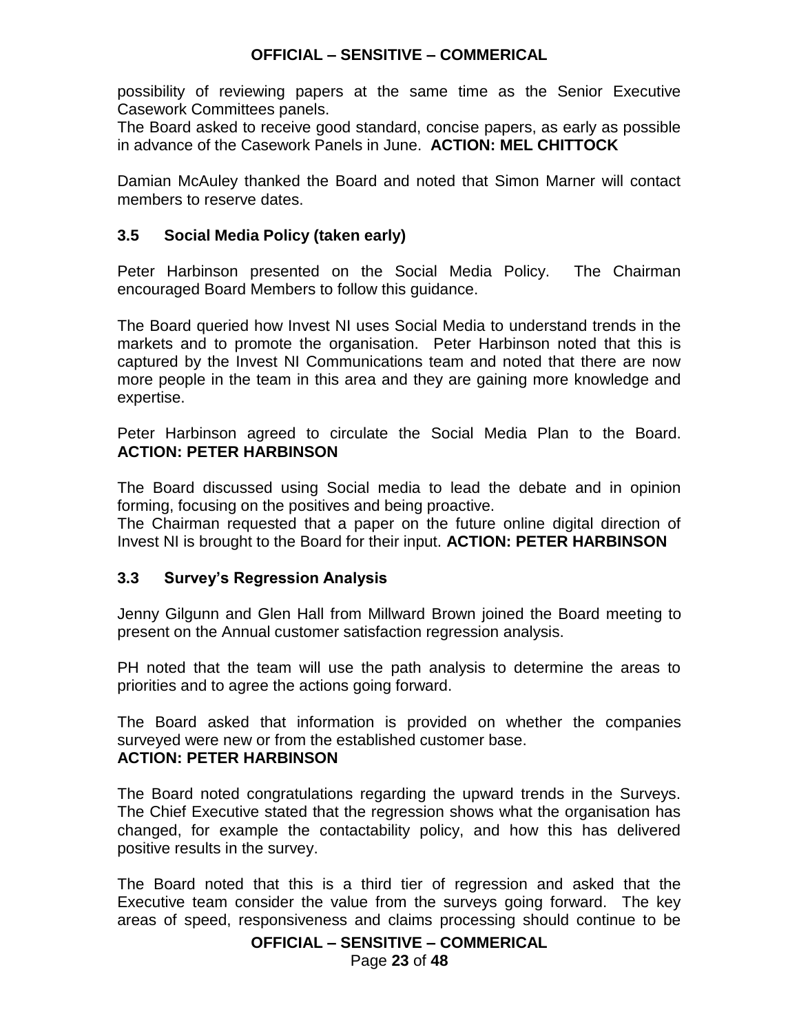possibility of reviewing papers at the same time as the Senior Executive Casework Committees panels.
The Board asked to receive good standard, concise papers, as early as possible in advance of the Casework Panels in June. **ACTION: MEL CHITTOCK**

Damian McAuley thanked the Board and noted that Simon Marner will contact members to reserve dates.

### 3.5 Social Media Policy (taken early)

Peter Harbinson presented on the Social Media Policy. The Chairman encouraged Board Members to follow this guidance.

The Board queried how Invest NI uses Social Media to understand trends in the markets and to promote the organisation. Peter Harbinson noted that this is captured by the Invest NI Communications team and noted that there are now more people in the team in this area and they are gaining more knowledge and expertise.

Peter Harbinson agreed to circulate the Social Media Plan to the Board. **ACTION: PETER HARBINSON**

The Board discussed using Social media to lead the debate and in opinion forming, focusing on the positives and being proactive.
The Chairman requested that a paper on the future online digital direction of Invest NI is brought to the Board for their input. **ACTION: PETER HARBINSON**

### 3.3 Survey's Regression Analysis

Jenny Gilgunn and Glen Hall from Millward Brown joined the Board meeting to present on the Annual customer satisfaction regression analysis.

PH noted that the team will use the path analysis to determine the areas to priorities and to agree the actions going forward.

The Board asked that information is provided on whether the companies surveyed were new or from the established customer base.
**ACTION: PETER HARBINSON**

The Board noted congratulations regarding the upward trends in the Surveys. The Chief Executive stated that the regression shows what the organisation has changed, for example the contactability policy, and how this has delivered positive results in the survey.

The Board noted that this is a third tier of regression and asked that the Executive team consider the value from the surveys going forward. The key areas of speed, responsiveness and claims processing should continue to be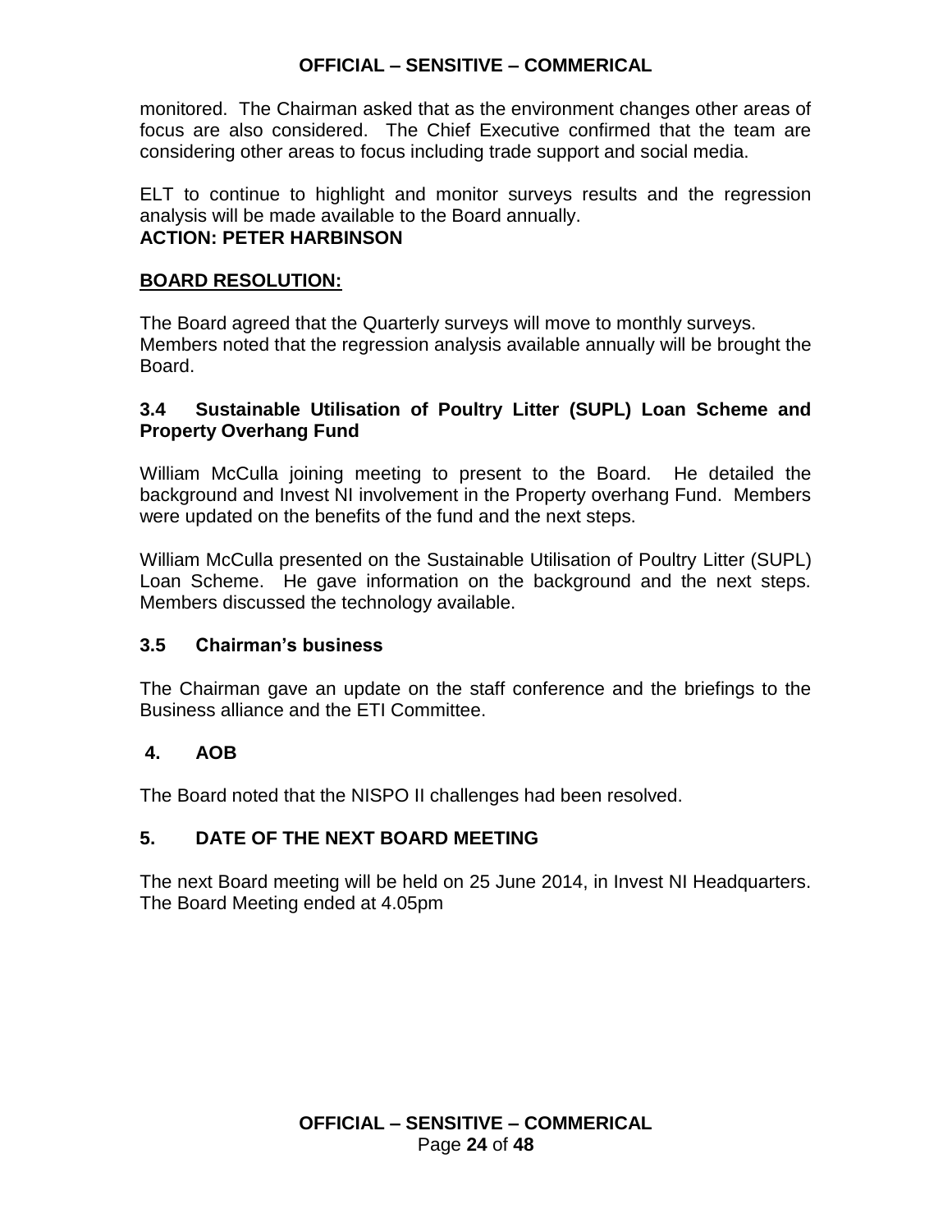monitored. The Chairman asked that as the environment changes other areas of focus are also considered. The Chief Executive confirmed that the team are considering other areas to focus including trade support and social media.

ELT to continue to highlight and monitor surveys results and the regression analysis will be made available to the Board annually.
**ACTION: PETER HARBINSON**

**BOARD RESOLUTION:**

The Board agreed that the Quarterly surveys will move to monthly surveys. Members noted that the regression analysis available annually will be brought the Board.

### 3.4 Sustainable Utilisation of Poultry Litter (SUPL) Loan Scheme and Property Overhang Fund

William McCulla joining meeting to present to the Board. He detailed the background and Invest NI involvement in the Property overhang Fund. Members were updated on the benefits of the fund and the next steps.

William McCulla presented on the Sustainable Utilisation of Poultry Litter (SUPL) Loan Scheme. He gave information on the background and the next steps. Members discussed the technology available.

### 3.5 Chairman's business

The Chairman gave an update on the staff conference and the briefings to the Business alliance and the ETI Committee.

## 4. AOB

The Board noted that the NISPO II challenges had been resolved.

## 5. DATE OF THE NEXT BOARD MEETING

The next Board meeting will be held on 25 June 2014, in Invest NI Headquarters. The Board Meeting ended at 4.05pm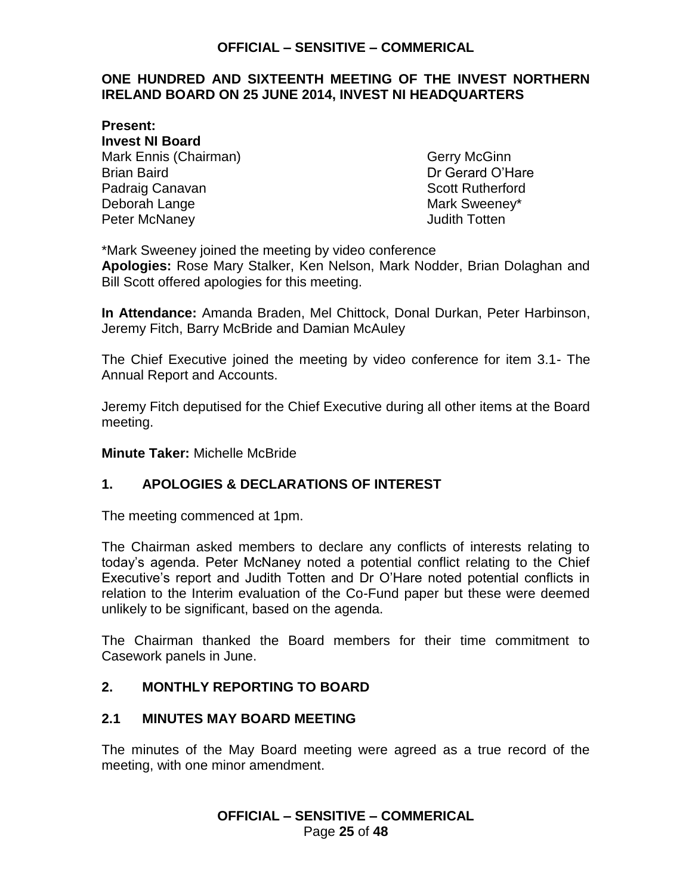# ONE HUNDRED AND SIXTEENTH MEETING OF THE INVEST NORTHERN IRELAND BOARD ON 25 JUNE 2014, INVEST NI HEADQUARTERS

**Present:**
**Invest NI Board**

Mark Ennis (Chairman)
Brian Baird
Padraig Canavan
Deborah Lange
Peter McNaney
Gerry McGinn
Dr Gerard O'Hare
Scott Rutherford
Mark Sweeney*
Judith Totten

*Mark Sweeney joined the meeting by video conference

**Apologies:** Rose Mary Stalker, Ken Nelson, Mark Nodder, Brian Dolaghan and Bill Scott offered apologies for this meeting.

**In Attendance:** Amanda Braden, Mel Chittock, Donal Durkan, Peter Harbinson, Jeremy Fitch, Barry McBride and Damian McAuley

The Chief Executive joined the meeting by video conference for item 3.1- The Annual Report and Accounts.

Jeremy Fitch deputised for the Chief Executive during all other items at the Board meeting.

**Minute Taker:** Michelle McBride

## 1. APOLOGIES & DECLARATIONS OF INTEREST

The meeting commenced at 1pm.

The Chairman asked members to declare any conflicts of interests relating to today's agenda. Peter McNaney noted a potential conflict relating to the Chief Executive's report and Judith Totten and Dr O'Hare noted potential conflicts in relation to the Interim evaluation of the Co-Fund paper but these were deemed unlikely to be significant, based on the agenda.

The Chairman thanked the Board members for their time commitment to Casework panels in June.

## 2. MONTHLY REPORTING TO BOARD

### 2.1 MINUTES MAY BOARD MEETING

The minutes of the May Board meeting were agreed as a true record of the meeting, with one minor amendment.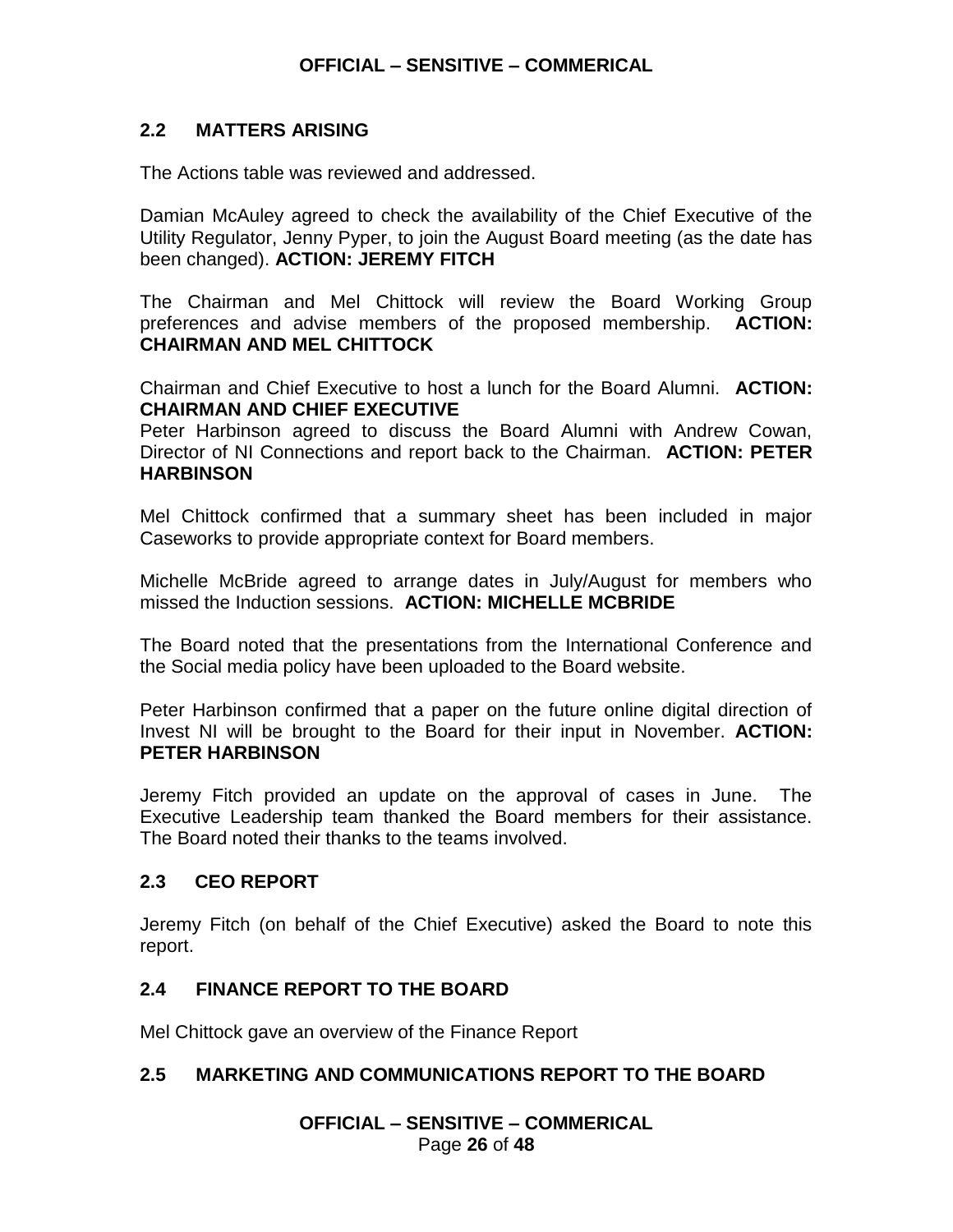## 2.2 MATTERS ARISING

The Actions table was reviewed and addressed.

Damian McAuley agreed to check the availability of the Chief Executive of the Utility Regulator, Jenny Pyper, to join the August Board meeting (as the date has been changed). **ACTION: JEREMY FITCH**

The Chairman and Mel Chittock will review the Board Working Group preferences and advise members of the proposed membership. **ACTION: CHAIRMAN AND MEL CHITTOCK**

Chairman and Chief Executive to host a lunch for the Board Alumni. **ACTION: CHAIRMAN AND CHIEF EXECUTIVE**
Peter Harbinson agreed to discuss the Board Alumni with Andrew Cowan, Director of NI Connections and report back to the Chairman. **ACTION: PETER HARBINSON**

Mel Chittock confirmed that a summary sheet has been included in major Caseworks to provide appropriate context for Board members.

Michelle McBride agreed to arrange dates in July/August for members who missed the Induction sessions. **ACTION: MICHELLE MCBRIDE**

The Board noted that the presentations from the International Conference and the Social media policy have been uploaded to the Board website.

Peter Harbinson confirmed that a paper on the future online digital direction of Invest NI will be brought to the Board for their input in November. **ACTION: PETER HARBINSON**

Jeremy Fitch provided an update on the approval of cases in June. The Executive Leadership team thanked the Board members for their assistance. The Board noted their thanks to the teams involved.

## 2.3 CEO REPORT

Jeremy Fitch (on behalf of the Chief Executive) asked the Board to note this report.

## 2.4 FINANCE REPORT TO THE BOARD

Mel Chittock gave an overview of the Finance Report

## 2.5 MARKETING AND COMMUNICATIONS REPORT TO THE BOARD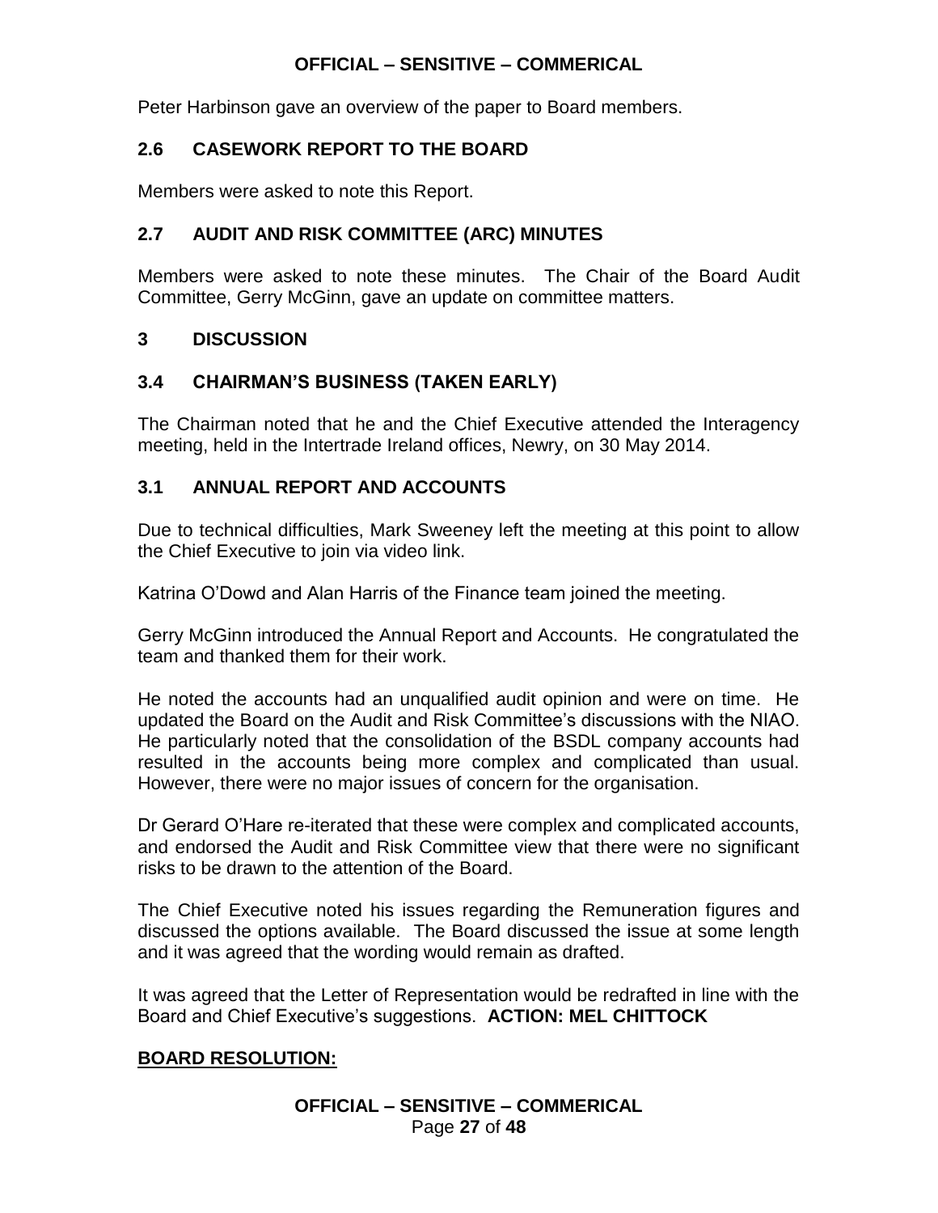Peter Harbinson gave an overview of the paper to Board members.

## 2.6 CASEWORK REPORT TO THE BOARD

Members were asked to note this Report.

## 2.7 AUDIT AND RISK COMMITTEE (ARC) MINUTES

Members were asked to note these minutes. The Chair of the Board Audit Committee, Gerry McGinn, gave an update on committee matters.

## 3 DISCUSSION

## 3.4 CHAIRMAN'S BUSINESS (TAKEN EARLY)

The Chairman noted that he and the Chief Executive attended the Interagency meeting, held in the Intertrade Ireland offices, Newry, on 30 May 2014.

## 3.1 ANNUAL REPORT AND ACCOUNTS

Due to technical difficulties, Mark Sweeney left the meeting at this point to allow the Chief Executive to join via video link.

Katrina O'Dowd and Alan Harris of the Finance team joined the meeting.

Gerry McGinn introduced the Annual Report and Accounts. He congratulated the team and thanked them for their work.

He noted the accounts had an unqualified audit opinion and were on time. He updated the Board on the Audit and Risk Committee's discussions with the NIAO. He particularly noted that the consolidation of the BSDL company accounts had resulted in the accounts being more complex and complicated than usual. However, there were no major issues of concern for the organisation.

Dr Gerard O'Hare re-iterated that these were complex and complicated accounts, and endorsed the Audit and Risk Committee view that there were no significant risks to be drawn to the attention of the Board.

The Chief Executive noted his issues regarding the Remuneration figures and discussed the options available. The Board discussed the issue at some length and it was agreed that the wording would remain as drafted.

It was agreed that the Letter of Representation would be redrafted in line with the Board and Chief Executive's suggestions. **ACTION: MEL CHITTOCK**

**BOARD RESOLUTION:**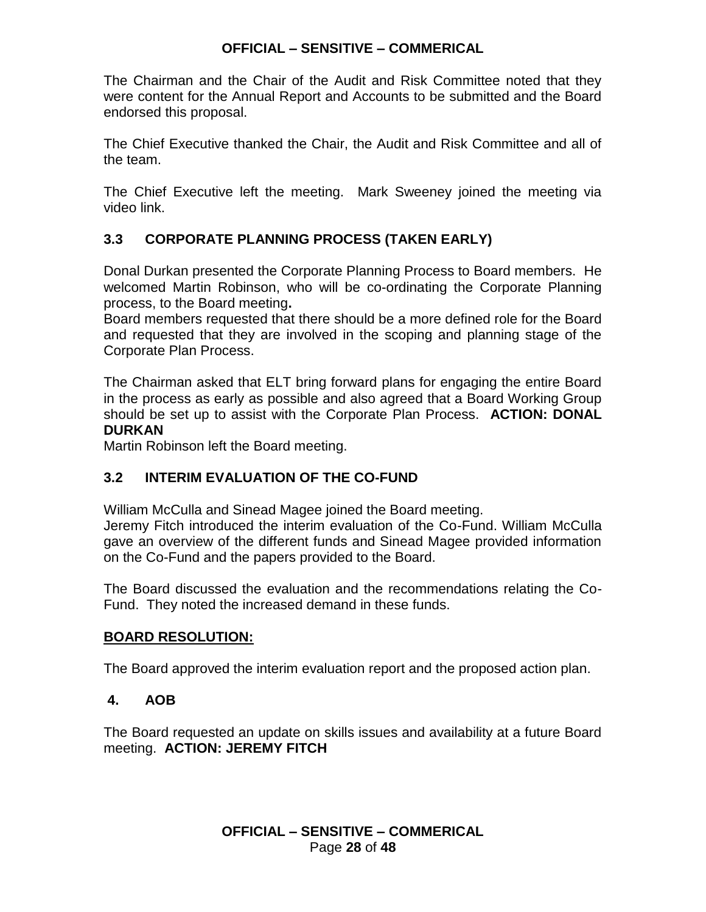The Chairman and the Chair of the Audit and Risk Committee noted that they were content for the Annual Report and Accounts to be submitted and the Board endorsed this proposal.

The Chief Executive thanked the Chair, the Audit and Risk Committee and all of the team.

The Chief Executive left the meeting. Mark Sweeney joined the meeting via video link.

## 3.3 CORPORATE PLANNING PROCESS (TAKEN EARLY)

Donal Durkan presented the Corporate Planning Process to Board members. He welcomed Martin Robinson, who will be co-ordinating the Corporate Planning process, to the Board meeting**.**
Board members requested that there should be a more defined role for the Board and requested that they are involved in the scoping and planning stage of the Corporate Plan Process.

The Chairman asked that ELT bring forward plans for engaging the entire Board in the process as early as possible and also agreed that a Board Working Group should be set up to assist with the Corporate Plan Process. **ACTION: DONAL DURKAN**
Martin Robinson left the Board meeting.

## 3.2 INTERIM EVALUATION OF THE CO-FUND

William McCulla and Sinead Magee joined the Board meeting.
Jeremy Fitch introduced the interim evaluation of the Co-Fund. William McCulla gave an overview of the different funds and Sinead Magee provided information on the Co-Fund and the papers provided to the Board.

The Board discussed the evaluation and the recommendations relating the Co-Fund. They noted the increased demand in these funds.

**BOARD RESOLUTION:**

The Board approved the interim evaluation report and the proposed action plan.

## 4. AOB

The Board requested an update on skills issues and availability at a future Board meeting. **ACTION: JEREMY FITCH**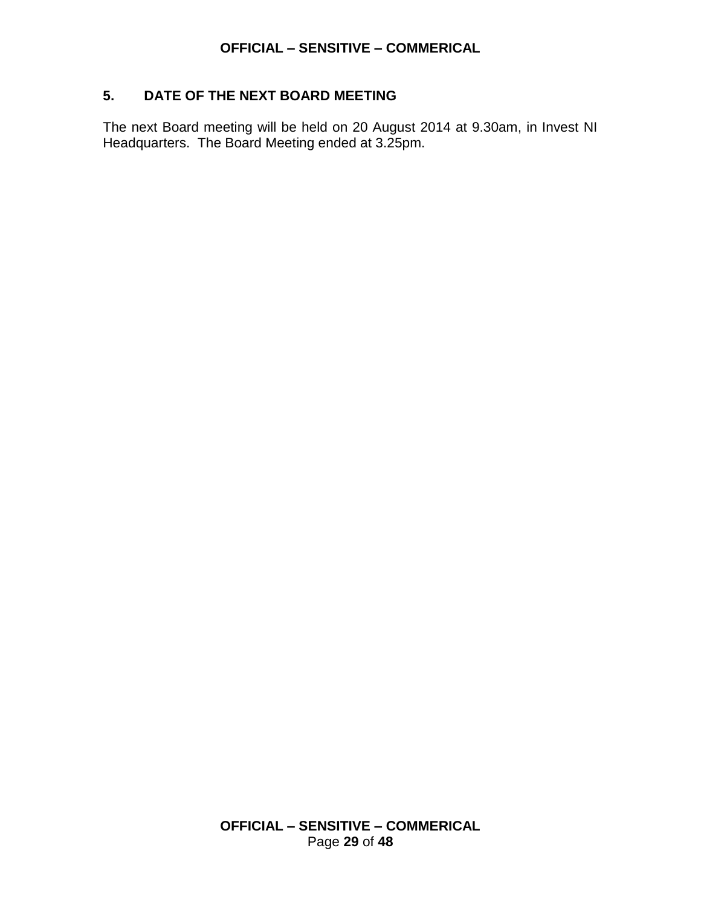## 5. DATE OF THE NEXT BOARD MEETING

The next Board meeting will be held on 20 August 2014 at 9.30am, in Invest NI Headquarters. The Board Meeting ended at 3.25pm.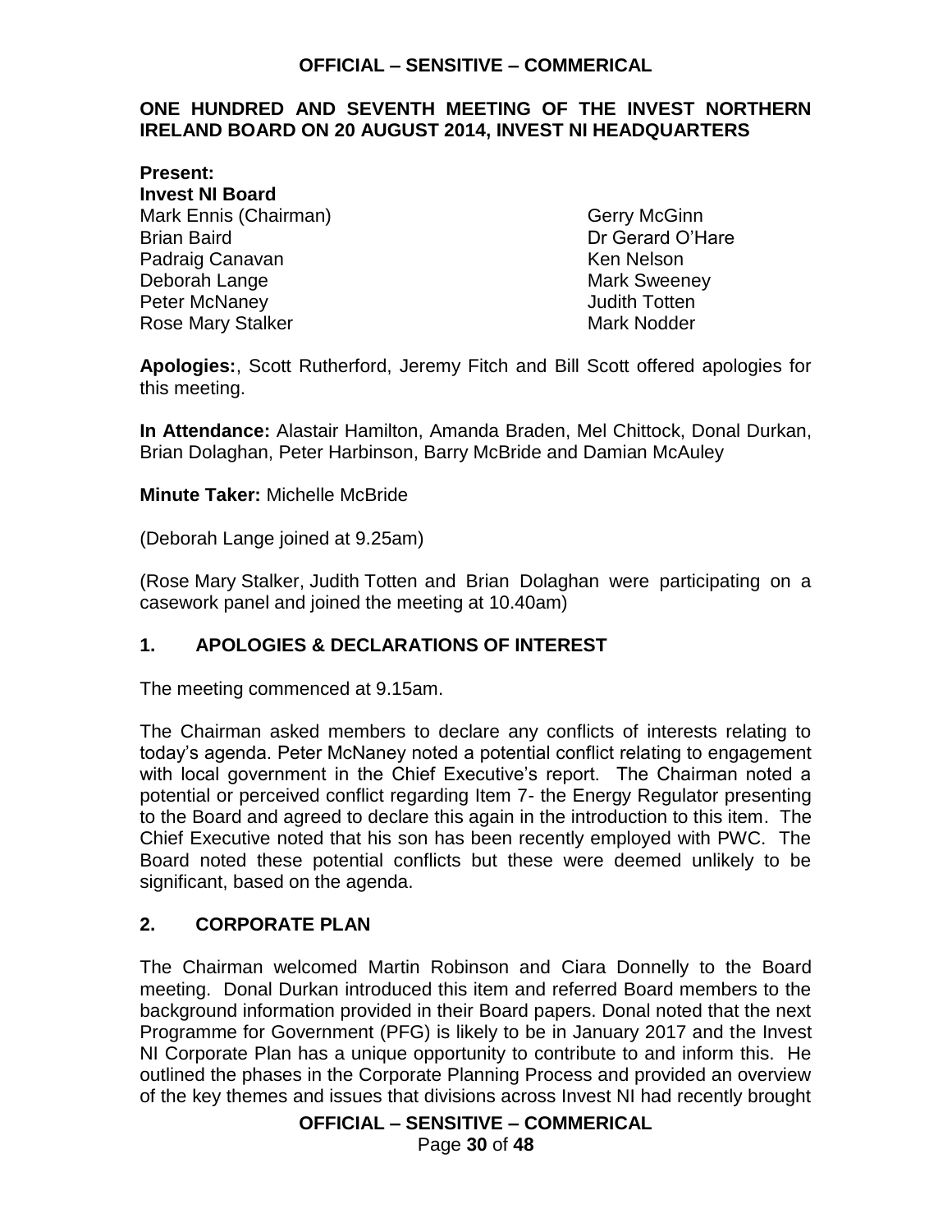**ONE HUNDRED AND SEVENTH MEETING OF THE INVEST NORTHERN IRELAND BOARD ON 20 AUGUST 2014, INVEST NI HEADQUARTERS**

**Present:**
**Invest NI Board**

Mark Ennis (Chairman)
Brian Baird
Padraig Canavan
Deborah Lange
Peter McNaney
Rose Mary Stalker
Gerry McGinn
Dr Gerard O'Hare
Ken Nelson
Mark Sweeney
Judith Totten
Mark Nodder

**Apologies:**, Scott Rutherford, Jeremy Fitch and Bill Scott offered apologies for this meeting.

**In Attendance:** Alastair Hamilton, Amanda Braden, Mel Chittock, Donal Durkan, Brian Dolaghan, Peter Harbinson, Barry McBride and Damian McAuley

**Minute Taker:** Michelle McBride

(Deborah Lange joined at 9.25am)

(Rose Mary Stalker, Judith Totten and Brian Dolaghan were participating on a casework panel and joined the meeting at 10.40am)

## 1. APOLOGIES & DECLARATIONS OF INTEREST

The meeting commenced at 9.15am.

The Chairman asked members to declare any conflicts of interests relating to today's agenda. Peter McNaney noted a potential conflict relating to engagement with local government in the Chief Executive's report. The Chairman noted a potential or perceived conflict regarding Item 7- the Energy Regulator presenting to the Board and agreed to declare this again in the introduction to this item. The Chief Executive noted that his son has been recently employed with PWC. The Board noted these potential conflicts but these were deemed unlikely to be significant, based on the agenda.

## 2. CORPORATE PLAN

The Chairman welcomed Martin Robinson and Ciara Donnelly to the Board meeting. Donal Durkan introduced this item and referred Board members to the background information provided in their Board papers. Donal noted that the next Programme for Government (PFG) is likely to be in January 2017 and the Invest NI Corporate Plan has a unique opportunity to contribute to and inform this. He outlined the phases in the Corporate Planning Process and provided an overview of the key themes and issues that divisions across Invest NI had recently brought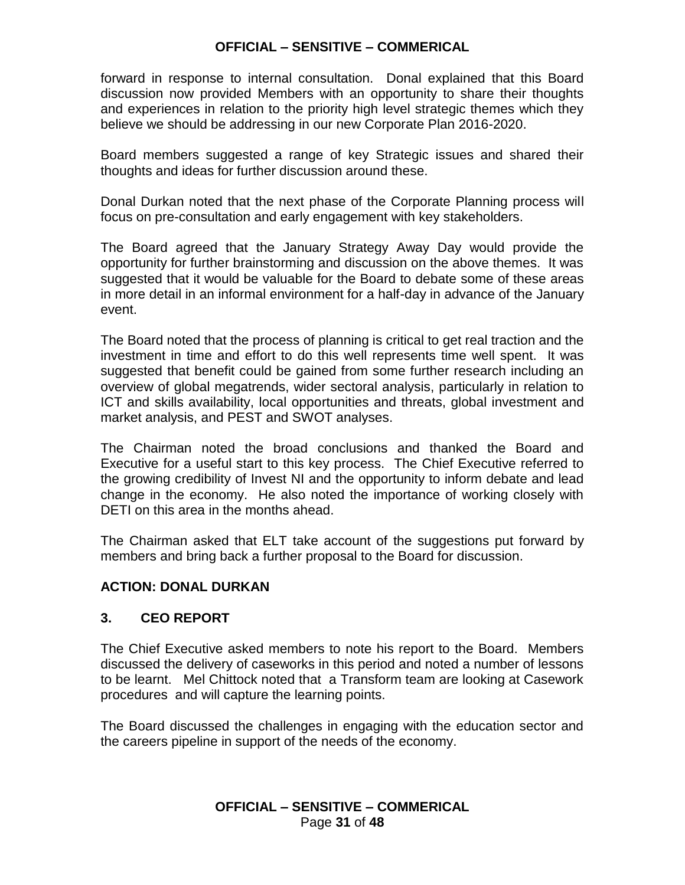forward in response to internal consultation. Donal explained that this Board discussion now provided Members with an opportunity to share their thoughts and experiences in relation to the priority high level strategic themes which they believe we should be addressing in our new Corporate Plan 2016-2020.

Board members suggested a range of key Strategic issues and shared their thoughts and ideas for further discussion around these.

Donal Durkan noted that the next phase of the Corporate Planning process will focus on pre-consultation and early engagement with key stakeholders.

The Board agreed that the January Strategy Away Day would provide the opportunity for further brainstorming and discussion on the above themes. It was suggested that it would be valuable for the Board to debate some of these areas in more detail in an informal environment for a half-day in advance of the January event.

The Board noted that the process of planning is critical to get real traction and the investment in time and effort to do this well represents time well spent. It was suggested that benefit could be gained from some further research including an overview of global megatrends, wider sectoral analysis, particularly in relation to ICT and skills availability, local opportunities and threats, global investment and market analysis, and PEST and SWOT analyses.

The Chairman noted the broad conclusions and thanked the Board and Executive for a useful start to this key process. The Chief Executive referred to the growing credibility of Invest NI and the opportunity to inform debate and lead change in the economy. He also noted the importance of working closely with DETI on this area in the months ahead.

The Chairman asked that ELT take account of the suggestions put forward by members and bring back a further proposal to the Board for discussion.

**ACTION: DONAL DURKAN**

## 3. CEO REPORT

The Chief Executive asked members to note his report to the Board. Members discussed the delivery of caseworks in this period and noted a number of lessons to be learnt. Mel Chittock noted that a Transform team are looking at Casework procedures and will capture the learning points.

The Board discussed the challenges in engaging with the education sector and the careers pipeline in support of the needs of the economy.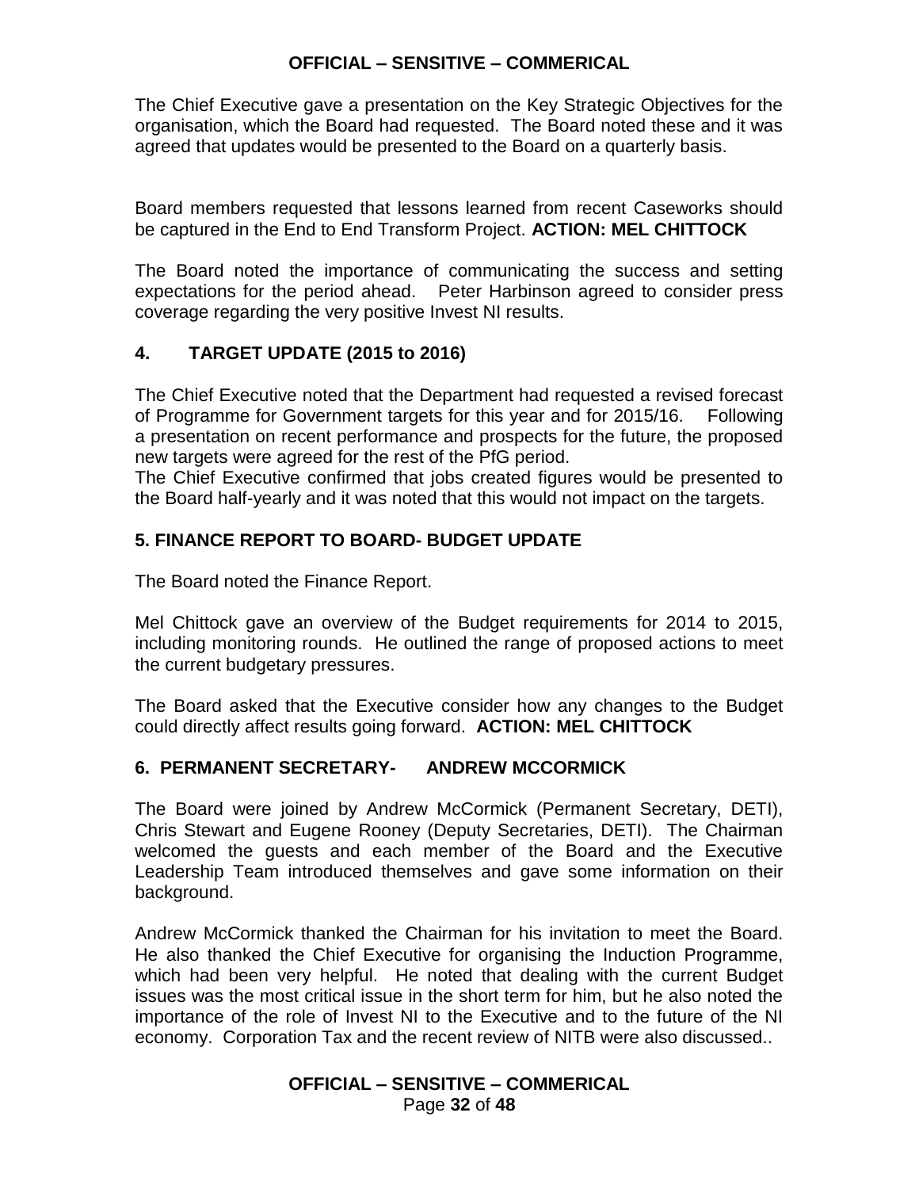The Chief Executive gave a presentation on the Key Strategic Objectives for the organisation, which the Board had requested. The Board noted these and it was agreed that updates would be presented to the Board on a quarterly basis.

Board members requested that lessons learned from recent Caseworks should be captured in the End to End Transform Project. **ACTION: MEL CHITTOCK**

The Board noted the importance of communicating the success and setting expectations for the period ahead. Peter Harbinson agreed to consider press coverage regarding the very positive Invest NI results.

## 4. TARGET UPDATE (2015 to 2016)

The Chief Executive noted that the Department had requested a revised forecast of Programme for Government targets for this year and for 2015/16. Following a presentation on recent performance and prospects for the future, the proposed new targets were agreed for the rest of the PfG period.

The Chief Executive confirmed that jobs created figures would be presented to the Board half-yearly and it was noted that this would not impact on the targets.

## 5. FINANCE REPORT TO BOARD- BUDGET UPDATE

The Board noted the Finance Report.

Mel Chittock gave an overview of the Budget requirements for 2014 to 2015, including monitoring rounds. He outlined the range of proposed actions to meet the current budgetary pressures.

The Board asked that the Executive consider how any changes to the Budget could directly affect results going forward. **ACTION: MEL CHITTOCK**

## 6. PERMANENT SECRETARY- ANDREW MCCORMICK

The Board were joined by Andrew McCormick (Permanent Secretary, DETI), Chris Stewart and Eugene Rooney (Deputy Secretaries, DETI). The Chairman welcomed the guests and each member of the Board and the Executive Leadership Team introduced themselves and gave some information on their background.

Andrew McCormick thanked the Chairman for his invitation to meet the Board. He also thanked the Chief Executive for organising the Induction Programme, which had been very helpful. He noted that dealing with the current Budget issues was the most critical issue in the short term for him, but he also noted the importance of the role of Invest NI to the Executive and to the future of the NI economy. Corporation Tax and the recent review of NITB were also discussed..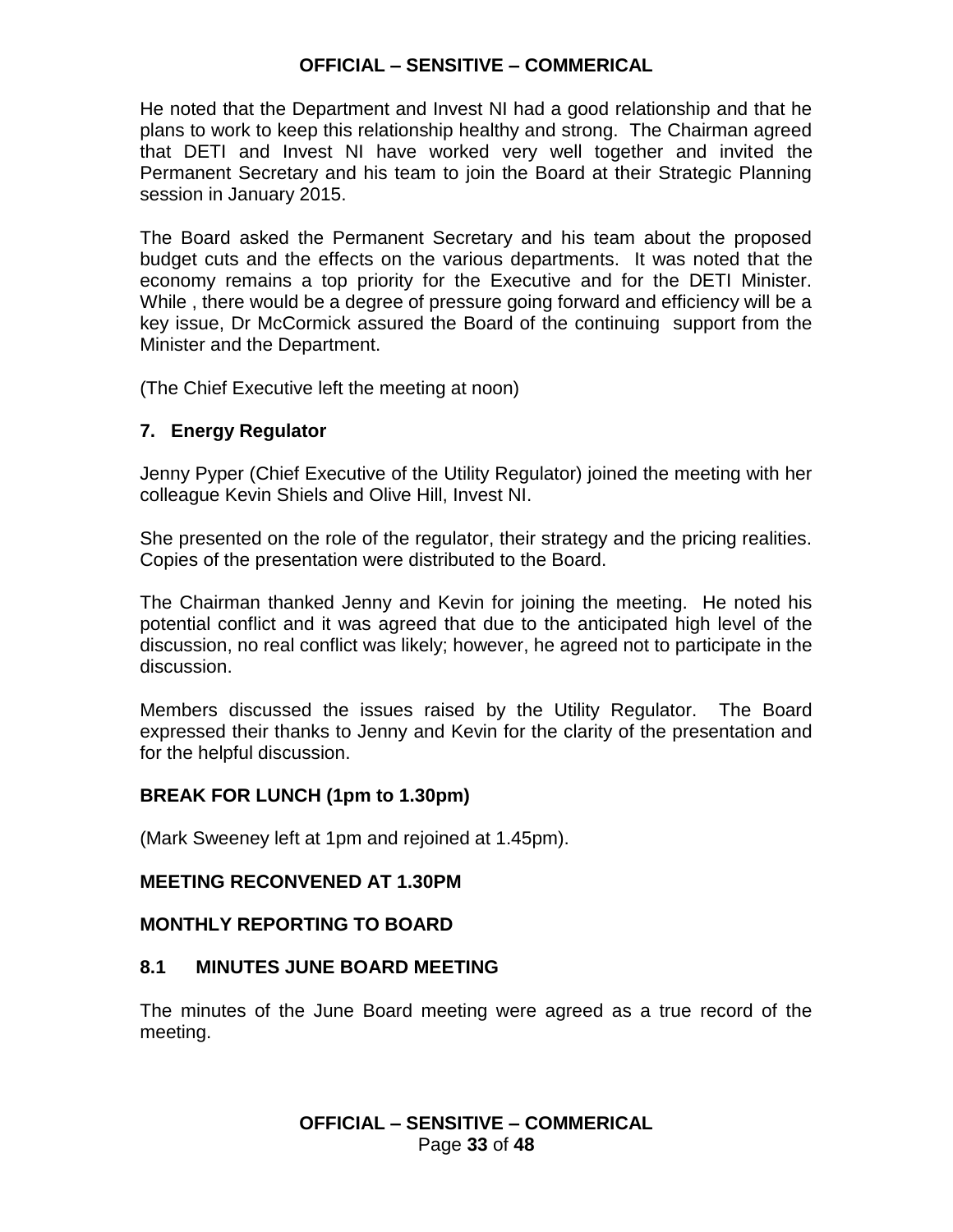He noted that the Department and Invest NI had a good relationship and that he plans to work to keep this relationship healthy and strong. The Chairman agreed that DETI and Invest NI have worked very well together and invited the Permanent Secretary and his team to join the Board at their Strategic Planning session in January 2015.

The Board asked the Permanent Secretary and his team about the proposed budget cuts and the effects on the various departments. It was noted that the economy remains a top priority for the Executive and for the DETI Minister. While , there would be a degree of pressure going forward and efficiency will be a key issue, Dr McCormick assured the Board of the continuing support from the Minister and the Department.

(The Chief Executive left the meeting at noon)

### 7. Energy Regulator

Jenny Pyper (Chief Executive of the Utility Regulator) joined the meeting with her colleague Kevin Shiels and Olive Hill, Invest NI.

She presented on the role of the regulator, their strategy and the pricing realities. Copies of the presentation were distributed to the Board.

The Chairman thanked Jenny and Kevin for joining the meeting. He noted his potential conflict and it was agreed that due to the anticipated high level of the discussion, no real conflict was likely; however, he agreed not to participate in the discussion.

Members discussed the issues raised by the Utility Regulator. The Board expressed their thanks to Jenny and Kevin for the clarity of the presentation and for the helpful discussion.

### BREAK FOR LUNCH (1pm to 1.30pm)

(Mark Sweeney left at 1pm and rejoined at 1.45pm).

### MEETING RECONVENED AT 1.30PM

### MONTHLY REPORTING TO BOARD

### 8.1 MINUTES JUNE BOARD MEETING

The minutes of the June Board meeting were agreed as a true record of the meeting.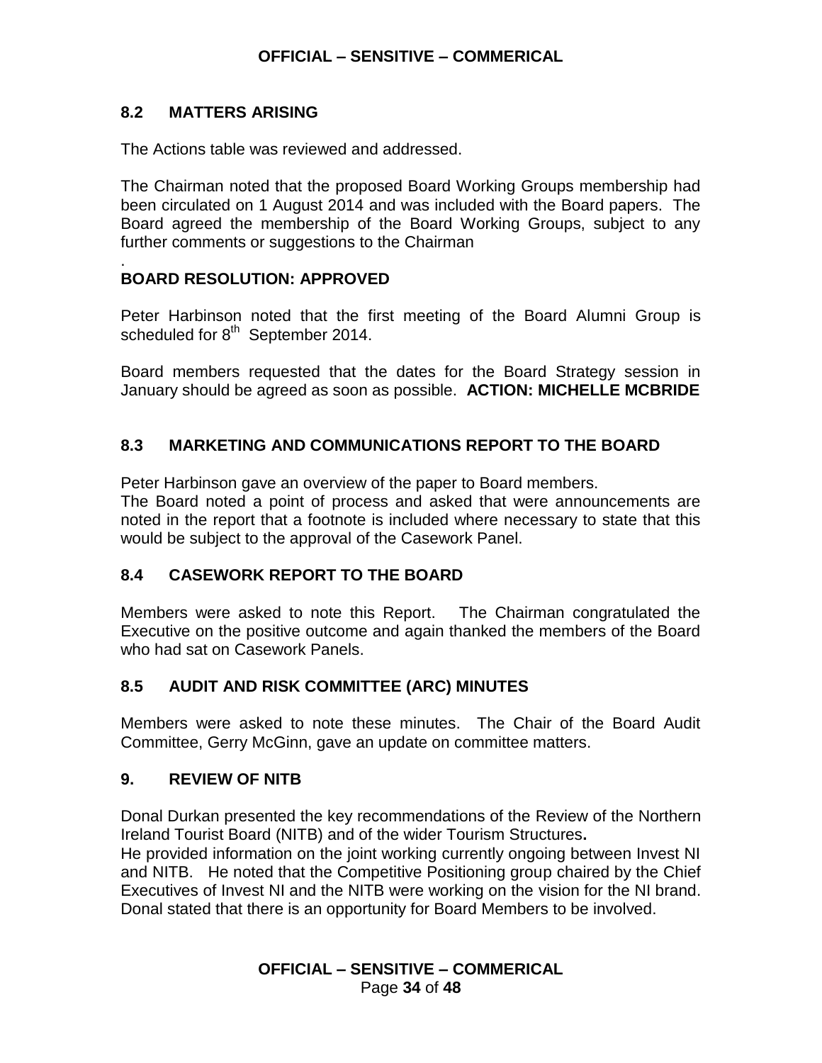## 8.2 MATTERS ARISING

The Actions table was reviewed and addressed.

The Chairman noted that the proposed Board Working Groups membership had been circulated on 1 August 2014 and was included with the Board papers. The Board agreed the membership of the Board Working Groups, subject to any further comments or suggestions to the Chairman

.

**BOARD RESOLUTION: APPROVED**

Peter Harbinson noted that the first meeting of the Board Alumni Group is scheduled for 8th September 2014.

Board members requested that the dates for the Board Strategy session in January should be agreed as soon as possible. **ACTION: MICHELLE MCBRIDE**

## 8.3 MARKETING AND COMMUNICATIONS REPORT TO THE BOARD

Peter Harbinson gave an overview of the paper to Board members.
The Board noted a point of process and asked that were announcements are noted in the report that a footnote is included where necessary to state that this would be subject to the approval of the Casework Panel.

## 8.4 CASEWORK REPORT TO THE BOARD

Members were asked to note this Report. The Chairman congratulated the Executive on the positive outcome and again thanked the members of the Board who had sat on Casework Panels.

## 8.5 AUDIT AND RISK COMMITTEE (ARC) MINUTES

Members were asked to note these minutes. The Chair of the Board Audit Committee, Gerry McGinn, gave an update on committee matters.

## 9. REVIEW OF NITB

Donal Durkan presented the key recommendations of the Review of the Northern Ireland Tourist Board (NITB) and of the wider Tourism Structures**.**
He provided information on the joint working currently ongoing between Invest NI and NITB. He noted that the Competitive Positioning group chaired by the Chief Executives of Invest NI and the NITB were working on the vision for the NI brand. Donal stated that there is an opportunity for Board Members to be involved.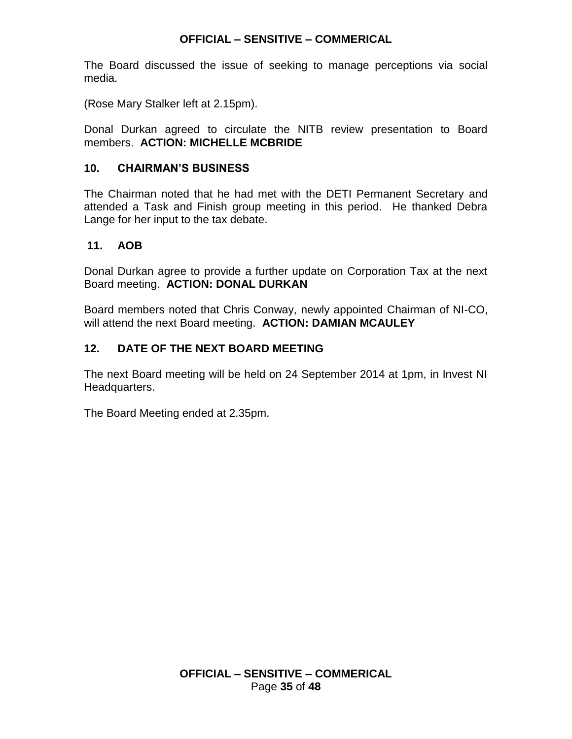The Board discussed the issue of seeking to manage perceptions via social media.

(Rose Mary Stalker left at 2.15pm).

Donal Durkan agreed to circulate the NITB review presentation to Board members. **ACTION: MICHELLE MCBRIDE**

## 10. CHAIRMAN'S BUSINESS

The Chairman noted that he had met with the DETI Permanent Secretary and attended a Task and Finish group meeting in this period. He thanked Debra Lange for her input to the tax debate.

## 11. AOB

Donal Durkan agree to provide a further update on Corporation Tax at the next Board meeting. **ACTION: DONAL DURKAN**

Board members noted that Chris Conway, newly appointed Chairman of NI-CO, will attend the next Board meeting. **ACTION: DAMIAN MCAULEY**

## 12. DATE OF THE NEXT BOARD MEETING

The next Board meeting will be held on 24 September 2014 at 1pm, in Invest NI Headquarters.

The Board Meeting ended at 2.35pm.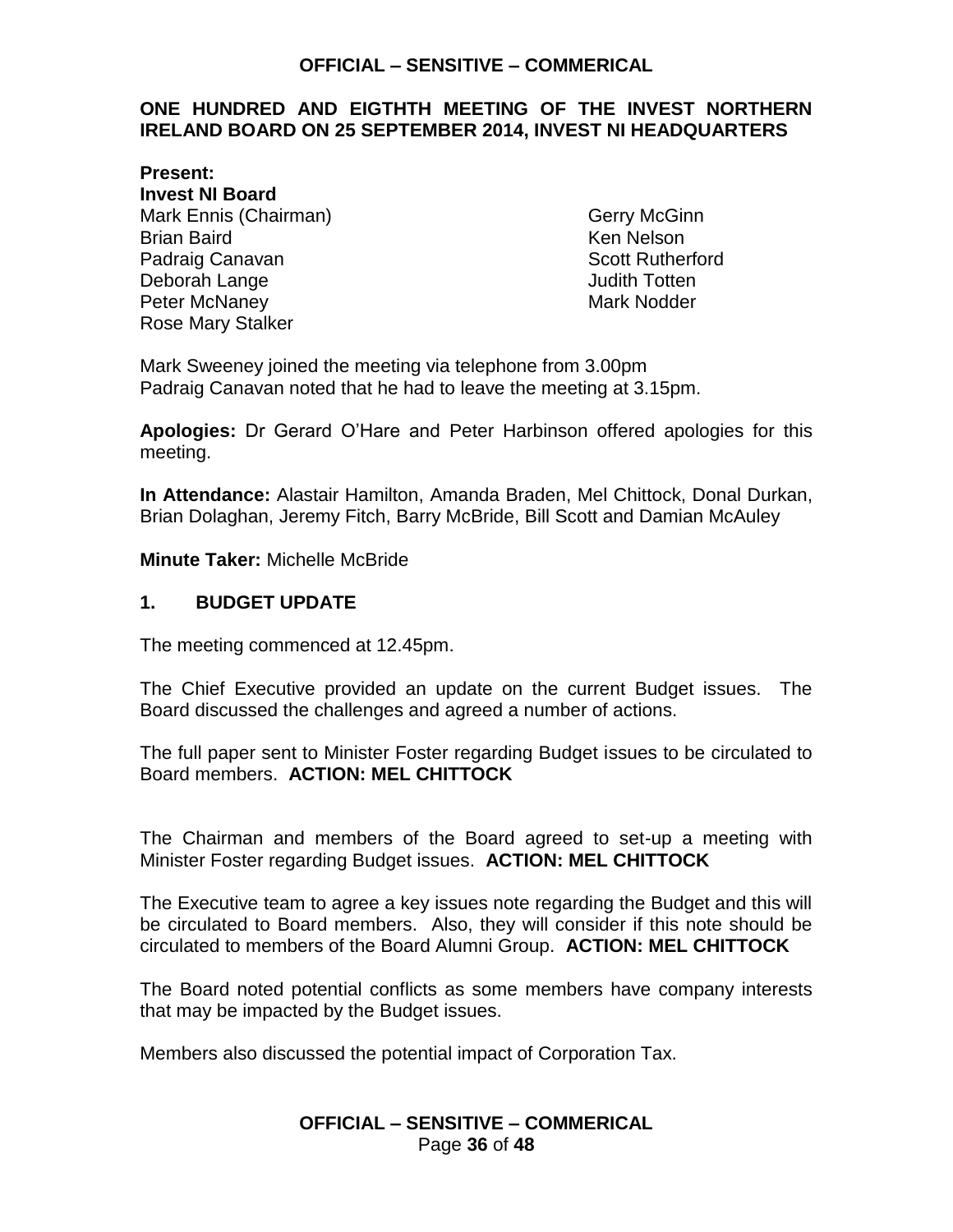## ONE HUNDRED AND EIGTHTH MEETING OF THE INVEST NORTHERN IRELAND BOARD ON 25 SEPTEMBER 2014, INVEST NI HEADQUARTERS

**Present:**
**Invest NI Board**

Mark Ennis (Chairman)
Brian Baird
Padraig Canavan
Deborah Lange
Peter McNaney
Rose Mary Stalker
Gerry McGinn
Ken Nelson
Scott Rutherford
Judith Totten
Mark Nodder

Mark Sweeney joined the meeting via telephone from 3.00pm
Padraig Canavan noted that he had to leave the meeting at 3.15pm.

**Apologies:** Dr Gerard O'Hare and Peter Harbinson offered apologies for this meeting.

**In Attendance:** Alastair Hamilton, Amanda Braden, Mel Chittock, Donal Durkan, Brian Dolaghan, Jeremy Fitch, Barry McBride, Bill Scott and Damian McAuley

**Minute Taker:** Michelle McBride

### 1. BUDGET UPDATE

The meeting commenced at 12.45pm.

The Chief Executive provided an update on the current Budget issues. The Board discussed the challenges and agreed a number of actions.

The full paper sent to Minister Foster regarding Budget issues to be circulated to Board members. **ACTION: MEL CHITTOCK**

The Chairman and members of the Board agreed to set-up a meeting with Minister Foster regarding Budget issues. **ACTION: MEL CHITTOCK**

The Executive team to agree a key issues note regarding the Budget and this will be circulated to Board members. Also, they will consider if this note should be circulated to members of the Board Alumni Group. **ACTION: MEL CHITTOCK**

The Board noted potential conflicts as some members have company interests that may be impacted by the Budget issues.

Members also discussed the potential impact of Corporation Tax.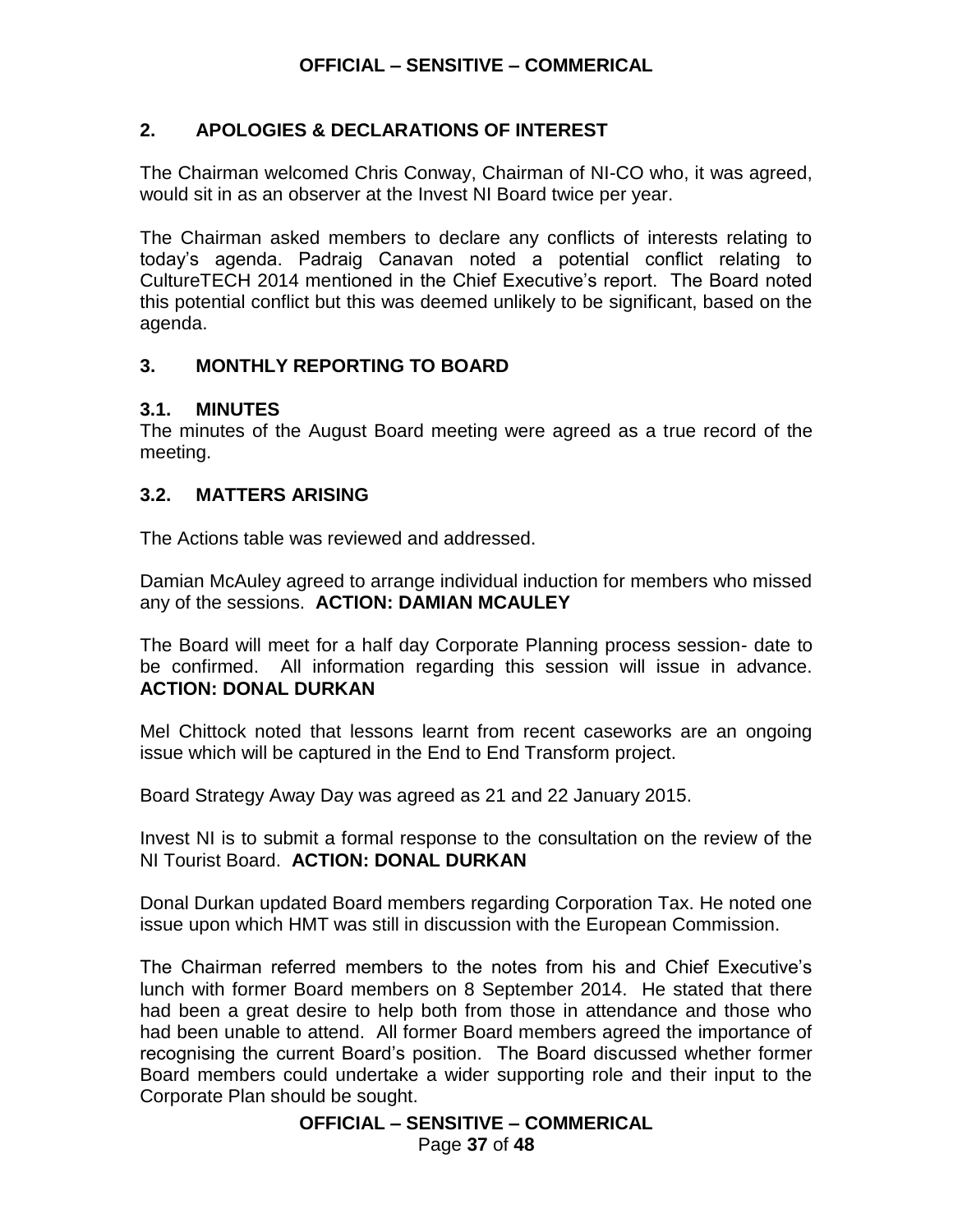## 2. APOLOGIES & DECLARATIONS OF INTEREST

The Chairman welcomed Chris Conway, Chairman of NI-CO who, it was agreed, would sit in as an observer at the Invest NI Board twice per year.

The Chairman asked members to declare any conflicts of interests relating to today's agenda. Padraig Canavan noted a potential conflict relating to CultureTECH 2014 mentioned in the Chief Executive's report. The Board noted this potential conflict but this was deemed unlikely to be significant, based on the agenda.

## 3. MONTHLY REPORTING TO BOARD

### 3.1. MINUTES

The minutes of the August Board meeting were agreed as a true record of the meeting.

### 3.2. MATTERS ARISING

The Actions table was reviewed and addressed.

Damian McAuley agreed to arrange individual induction for members who missed any of the sessions. **ACTION: DAMIAN MCAULEY**

The Board will meet for a half day Corporate Planning process session- date to be confirmed. All information regarding this session will issue in advance. **ACTION: DONAL DURKAN**

Mel Chittock noted that lessons learnt from recent caseworks are an ongoing issue which will be captured in the End to End Transform project.

Board Strategy Away Day was agreed as 21 and 22 January 2015.

Invest NI is to submit a formal response to the consultation on the review of the NI Tourist Board. **ACTION: DONAL DURKAN**

Donal Durkan updated Board members regarding Corporation Tax. He noted one issue upon which HMT was still in discussion with the European Commission.

The Chairman referred members to the notes from his and Chief Executive's lunch with former Board members on 8 September 2014. He stated that there had been a great desire to help both from those in attendance and those who had been unable to attend. All former Board members agreed the importance of recognising the current Board's position. The Board discussed whether former Board members could undertake a wider supporting role and their input to the Corporate Plan should be sought.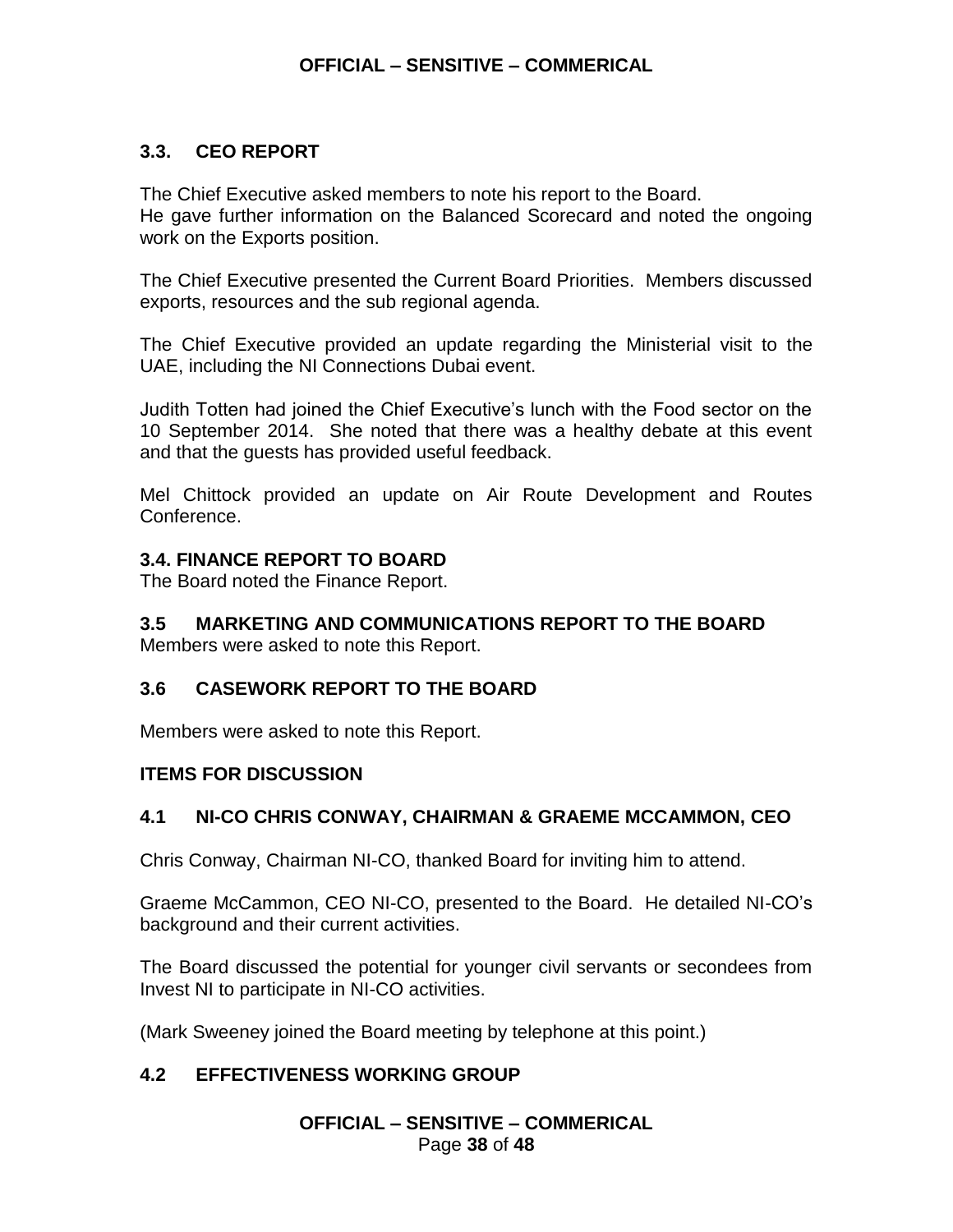### 3.3. CEO REPORT

The Chief Executive asked members to note his report to the Board.
He gave further information on the Balanced Scorecard and noted the ongoing work on the Exports position.

The Chief Executive presented the Current Board Priorities. Members discussed exports, resources and the sub regional agenda.

The Chief Executive provided an update regarding the Ministerial visit to the UAE, including the NI Connections Dubai event.

Judith Totten had joined the Chief Executive's lunch with the Food sector on the 10 September 2014. She noted that there was a healthy debate at this event and that the guests has provided useful feedback.

Mel Chittock provided an update on Air Route Development and Routes Conference.

### 3.4. FINANCE REPORT TO BOARD

The Board noted the Finance Report.

### 3.5 MARKETING AND COMMUNICATIONS REPORT TO THE BOARD

Members were asked to note this Report.

### 3.6 CASEWORK REPORT TO THE BOARD

Members were asked to note this Report.

### ITEMS FOR DISCUSSION

### 4.1 NI-CO CHRIS CONWAY, CHAIRMAN & GRAEME MCCAMMON, CEO

Chris Conway, Chairman NI-CO, thanked Board for inviting him to attend.

Graeme McCammon, CEO NI-CO, presented to the Board. He detailed NI-CO's background and their current activities.

The Board discussed the potential for younger civil servants or secondees from Invest NI to participate in NI-CO activities.

(Mark Sweeney joined the Board meeting by telephone at this point.)

### 4.2 EFFECTIVENESS WORKING GROUP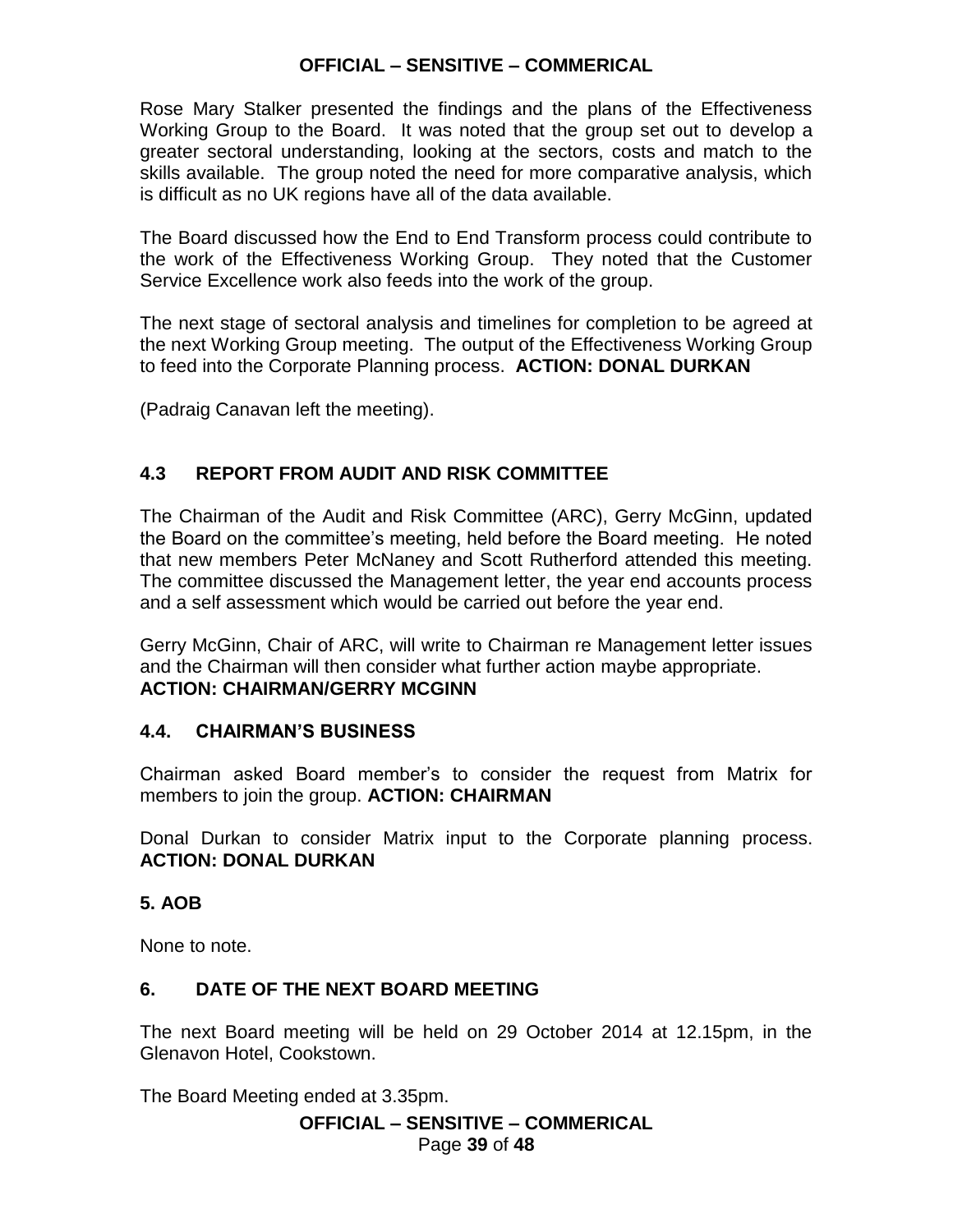Rose Mary Stalker presented the findings and the plans of the Effectiveness Working Group to the Board. It was noted that the group set out to develop a greater sectoral understanding, looking at the sectors, costs and match to the skills available. The group noted the need for more comparative analysis, which is difficult as no UK regions have all of the data available.

The Board discussed how the End to End Transform process could contribute to the work of the Effectiveness Working Group. They noted that the Customer Service Excellence work also feeds into the work of the group.

The next stage of sectoral analysis and timelines for completion to be agreed at the next Working Group meeting. The output of the Effectiveness Working Group to feed into the Corporate Planning process. **ACTION: DONAL DURKAN**

(Padraig Canavan left the meeting).

### 4.3 REPORT FROM AUDIT AND RISK COMMITTEE

The Chairman of the Audit and Risk Committee (ARC), Gerry McGinn, updated the Board on the committee's meeting, held before the Board meeting. He noted that new members Peter McNaney and Scott Rutherford attended this meeting. The committee discussed the Management letter, the year end accounts process and a self assessment which would be carried out before the year end.

Gerry McGinn, Chair of ARC, will write to Chairman re Management letter issues and the Chairman will then consider what further action maybe appropriate.
**ACTION: CHAIRMAN/GERRY MCGINN**

### 4.4. CHAIRMAN'S BUSINESS

Chairman asked Board member's to consider the request from Matrix for members to join the group. **ACTION: CHAIRMAN**

Donal Durkan to consider Matrix input to the Corporate planning process. **ACTION: DONAL DURKAN**

### 5. AOB

None to note.

### 6. DATE OF THE NEXT BOARD MEETING

The next Board meeting will be held on 29 October 2014 at 12.15pm, in the Glenavon Hotel, Cookstown.

The Board Meeting ended at 3.35pm.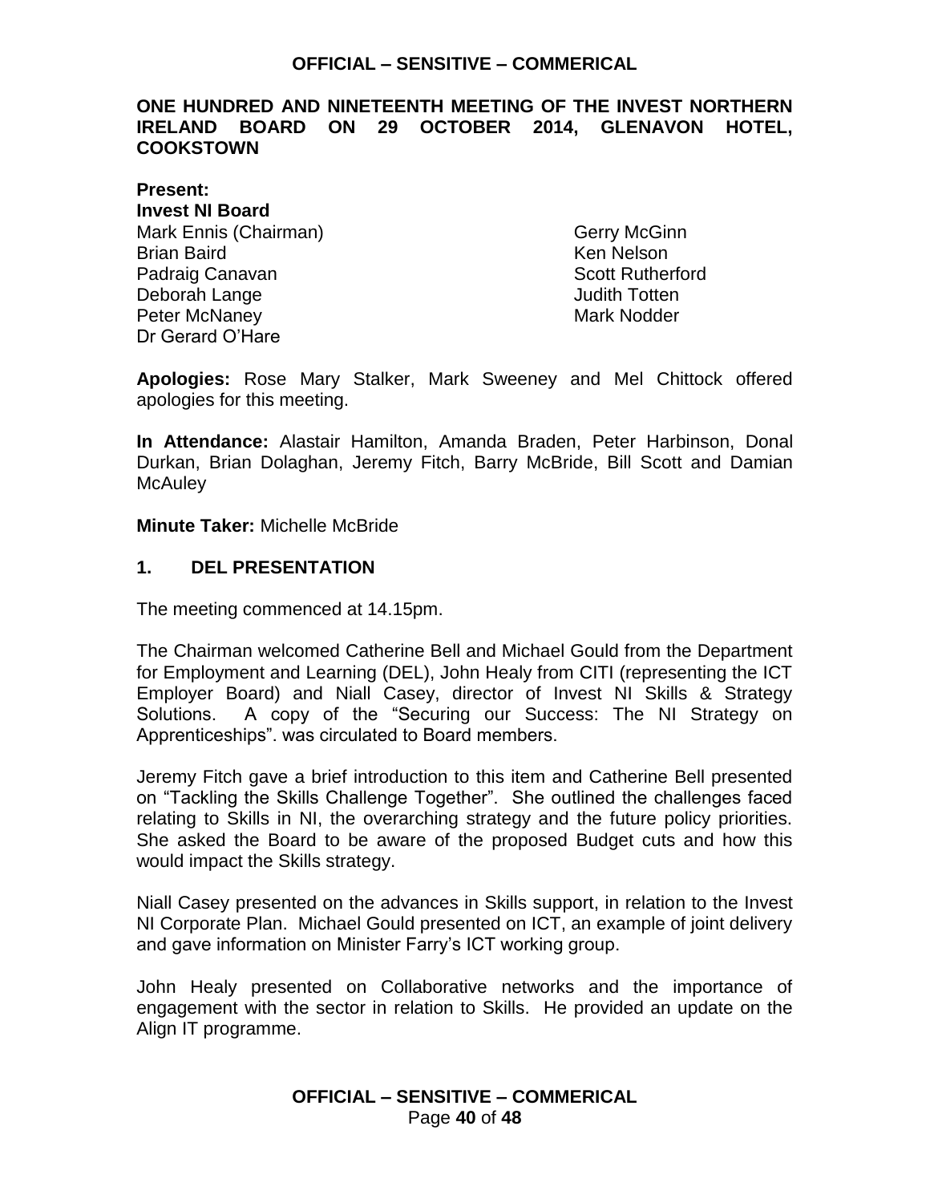**ONE HUNDRED AND NINETEENTH MEETING OF THE INVEST NORTHERN IRELAND BOARD ON 29 OCTOBER 2014, GLENAVON HOTEL, COOKSTOWN**

**Present:**
**Invest NI Board**

Mark Ennis (Chairman)
Brian Baird
Padraig Canavan
Deborah Lange
Peter McNaney
Dr Gerard O'Hare
Gerry McGinn
Ken Nelson
Scott Rutherford
Judith Totten
Mark Nodder

**Apologies:** Rose Mary Stalker, Mark Sweeney and Mel Chittock offered apologies for this meeting.

**In Attendance:** Alastair Hamilton, Amanda Braden, Peter Harbinson, Donal Durkan, Brian Dolaghan, Jeremy Fitch, Barry McBride, Bill Scott and Damian McAuley

**Minute Taker:** Michelle McBride

## 1. DEL PRESENTATION

The meeting commenced at 14.15pm.

The Chairman welcomed Catherine Bell and Michael Gould from the Department for Employment and Learning (DEL), John Healy from CITI (representing the ICT Employer Board) and Niall Casey, director of Invest NI Skills & Strategy Solutions. A copy of the "Securing our Success: The NI Strategy on Apprenticeships". was circulated to Board members.

Jeremy Fitch gave a brief introduction to this item and Catherine Bell presented on "Tackling the Skills Challenge Together". She outlined the challenges faced relating to Skills in NI, the overarching strategy and the future policy priorities. She asked the Board to be aware of the proposed Budget cuts and how this would impact the Skills strategy.

Niall Casey presented on the advances in Skills support, in relation to the Invest NI Corporate Plan. Michael Gould presented on ICT, an example of joint delivery and gave information on Minister Farry's ICT working group.

John Healy presented on Collaborative networks and the importance of engagement with the sector in relation to Skills. He provided an update on the Align IT programme.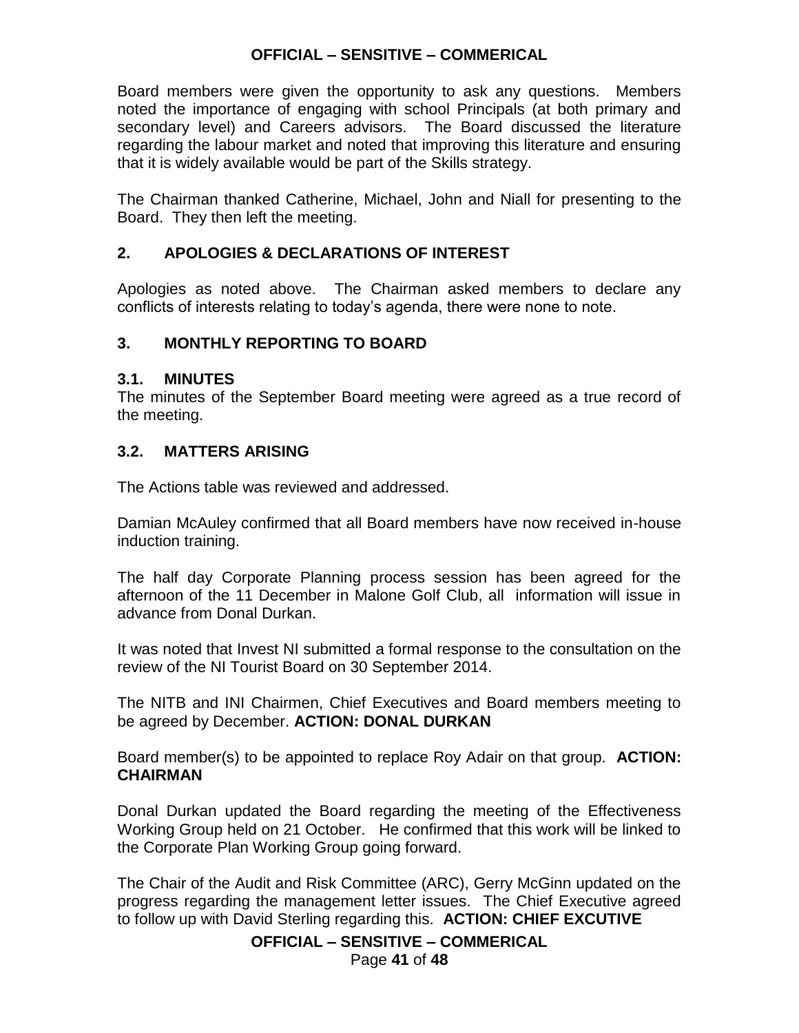Board members were given the opportunity to ask any questions. Members noted the importance of engaging with school Principals (at both primary and secondary level) and Careers advisors. The Board discussed the literature regarding the labour market and noted that improving this literature and ensuring that it is widely available would be part of the Skills strategy.

The Chairman thanked Catherine, Michael, John and Niall for presenting to the Board. They then left the meeting.

## 2. APOLOGIES & DECLARATIONS OF INTEREST

Apologies as noted above. The Chairman asked members to declare any conflicts of interests relating to today's agenda, there were none to note.

## 3. MONTHLY REPORTING TO BOARD

### 3.1. MINUTES

The minutes of the September Board meeting were agreed as a true record of the meeting.

### 3.2. MATTERS ARISING

The Actions table was reviewed and addressed.

Damian McAuley confirmed that all Board members have now received in-house induction training.

The half day Corporate Planning process session has been agreed for the afternoon of the 11 December in Malone Golf Club, all information will issue in advance from Donal Durkan.

It was noted that Invest NI submitted a formal response to the consultation on the review of the NI Tourist Board on 30 September 2014.

The NITB and INI Chairmen, Chief Executives and Board members meeting to be agreed by December. **ACTION: DONAL DURKAN**

Board member(s) to be appointed to replace Roy Adair on that group. **ACTION: CHAIRMAN**

Donal Durkan updated the Board regarding the meeting of the Effectiveness Working Group held on 21 October. He confirmed that this work will be linked to the Corporate Plan Working Group going forward.

The Chair of the Audit and Risk Committee (ARC), Gerry McGinn updated on the progress regarding the management letter issues. The Chief Executive agreed to follow up with David Sterling regarding this. **ACTION: CHIEF EXCUTIVE**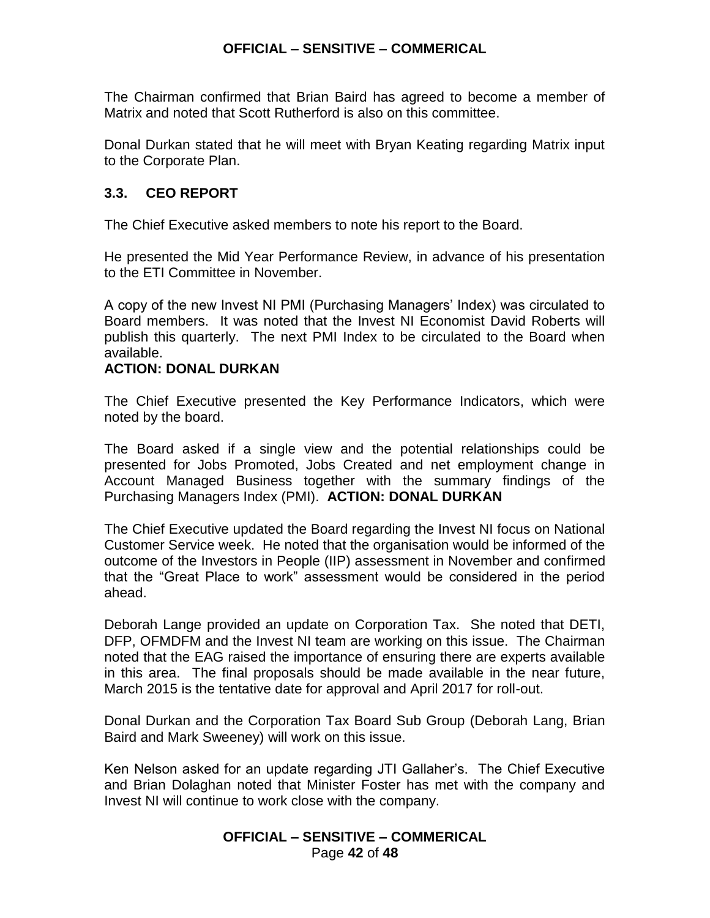The Chairman confirmed that Brian Baird has agreed to become a member of Matrix and noted that Scott Rutherford is also on this committee.

Donal Durkan stated that he will meet with Bryan Keating regarding Matrix input to the Corporate Plan.

### 3.3. CEO REPORT

The Chief Executive asked members to note his report to the Board.

He presented the Mid Year Performance Review, in advance of his presentation to the ETI Committee in November.

A copy of the new Invest NI PMI (Purchasing Managers' Index) was circulated to Board members. It was noted that the Invest NI Economist David Roberts will publish this quarterly. The next PMI Index to be circulated to the Board when available.

**ACTION: DONAL DURKAN**

The Chief Executive presented the Key Performance Indicators, which were noted by the board.

The Board asked if a single view and the potential relationships could be presented for Jobs Promoted, Jobs Created and net employment change in Account Managed Business together with the summary findings of the Purchasing Managers Index (PMI). **ACTION: DONAL DURKAN**

The Chief Executive updated the Board regarding the Invest NI focus on National Customer Service week. He noted that the organisation would be informed of the outcome of the Investors in People (IIP) assessment in November and confirmed that the "Great Place to work" assessment would be considered in the period ahead.

Deborah Lange provided an update on Corporation Tax. She noted that DETI, DFP, OFMDFM and the Invest NI team are working on this issue. The Chairman noted that the EAG raised the importance of ensuring there are experts available in this area. The final proposals should be made available in the near future, March 2015 is the tentative date for approval and April 2017 for roll-out.

Donal Durkan and the Corporation Tax Board Sub Group (Deborah Lang, Brian Baird and Mark Sweeney) will work on this issue.

Ken Nelson asked for an update regarding JTI Gallaher's. The Chief Executive and Brian Dolaghan noted that Minister Foster has met with the company and Invest NI will continue to work close with the company.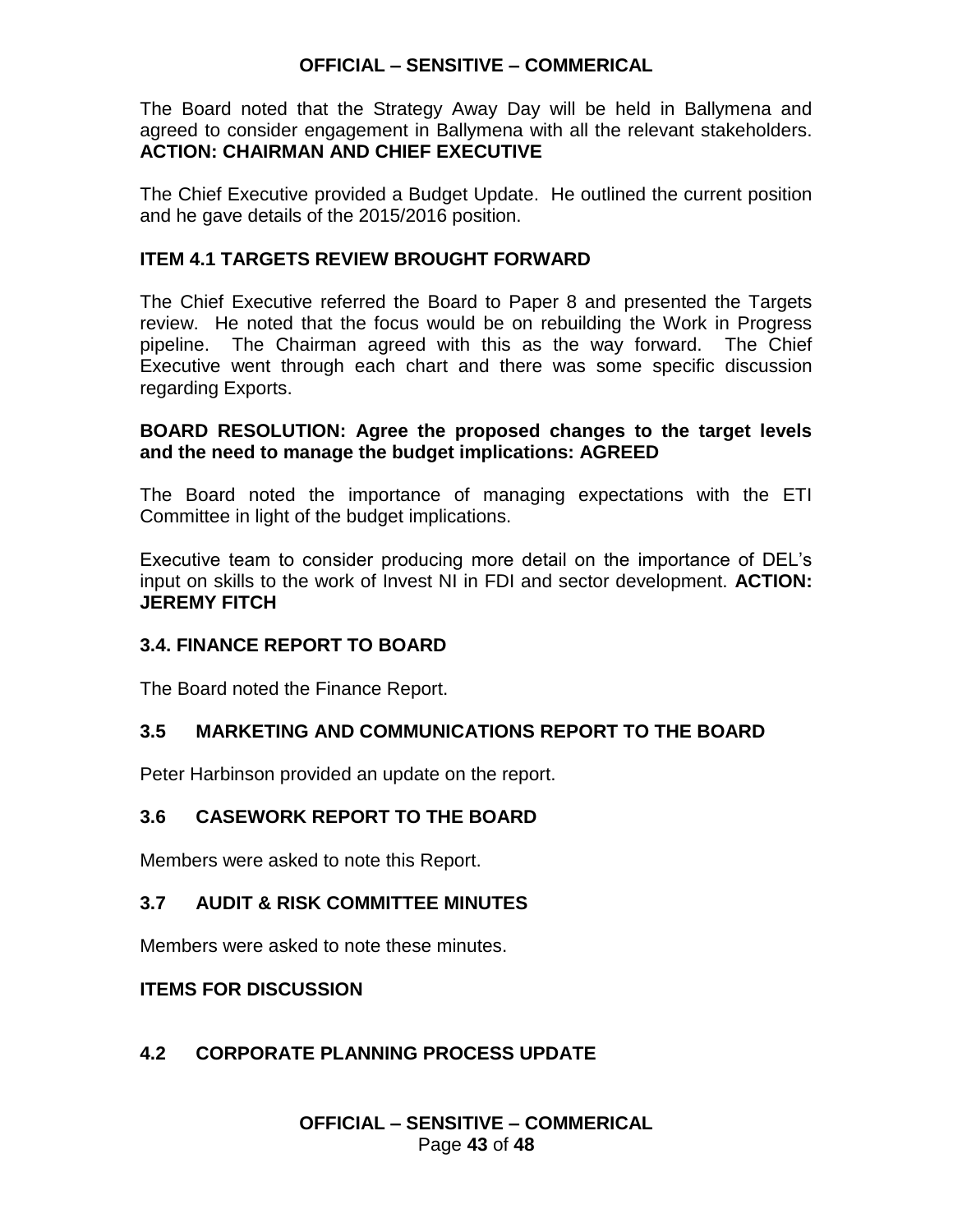The Board noted that the Strategy Away Day will be held in Ballymena and agreed to consider engagement in Ballymena with all the relevant stakeholders. **ACTION: CHAIRMAN AND CHIEF EXECUTIVE**

The Chief Executive provided a Budget Update. He outlined the current position and he gave details of the 2015/2016 position.

## ITEM 4.1 TARGETS REVIEW BROUGHT FORWARD

The Chief Executive referred the Board to Paper 8 and presented the Targets review. He noted that the focus would be on rebuilding the Work in Progress pipeline. The Chairman agreed with this as the way forward. The Chief Executive went through each chart and there was some specific discussion regarding Exports.

**BOARD RESOLUTION: Agree the proposed changes to the target levels and the need to manage the budget implications: AGREED**

The Board noted the importance of managing expectations with the ETI Committee in light of the budget implications.

Executive team to consider producing more detail on the importance of DEL's input on skills to the work of Invest NI in FDI and sector development. **ACTION: JEREMY FITCH**

## 3.4. FINANCE REPORT TO BOARD

The Board noted the Finance Report.

## 3.5 MARKETING AND COMMUNICATIONS REPORT TO THE BOARD

Peter Harbinson provided an update on the report.

## 3.6 CASEWORK REPORT TO THE BOARD

Members were asked to note this Report.

## 3.7 AUDIT & RISK COMMITTEE MINUTES

Members were asked to note these minutes.

## ITEMS FOR DISCUSSION

## 4.2 CORPORATE PLANNING PROCESS UPDATE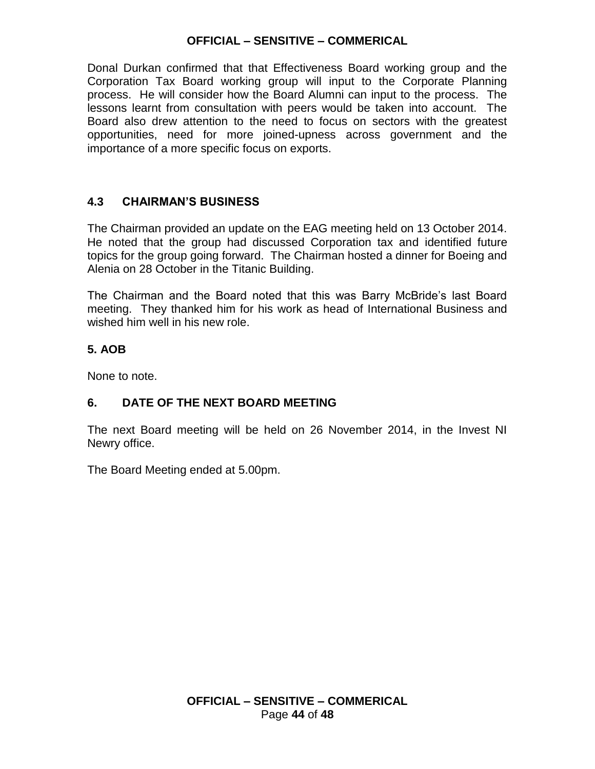Donal Durkan confirmed that that Effectiveness Board working group and the Corporation Tax Board working group will input to the Corporate Planning process. He will consider how the Board Alumni can input to the process. The lessons learnt from consultation with peers would be taken into account. The Board also drew attention to the need to focus on sectors with the greatest opportunities, need for more joined-upness across government and the importance of a more specific focus on exports.

### 4.3 CHAIRMAN'S BUSINESS

The Chairman provided an update on the EAG meeting held on 13 October 2014. He noted that the group had discussed Corporation tax and identified future topics for the group going forward. The Chairman hosted a dinner for Boeing and Alenia on 28 October in the Titanic Building.

The Chairman and the Board noted that this was Barry McBride's last Board meeting. They thanked him for his work as head of International Business and wished him well in his new role.

### 5. AOB

None to note.

### 6. DATE OF THE NEXT BOARD MEETING

The next Board meeting will be held on 26 November 2014, in the Invest NI Newry office.

The Board Meeting ended at 5.00pm.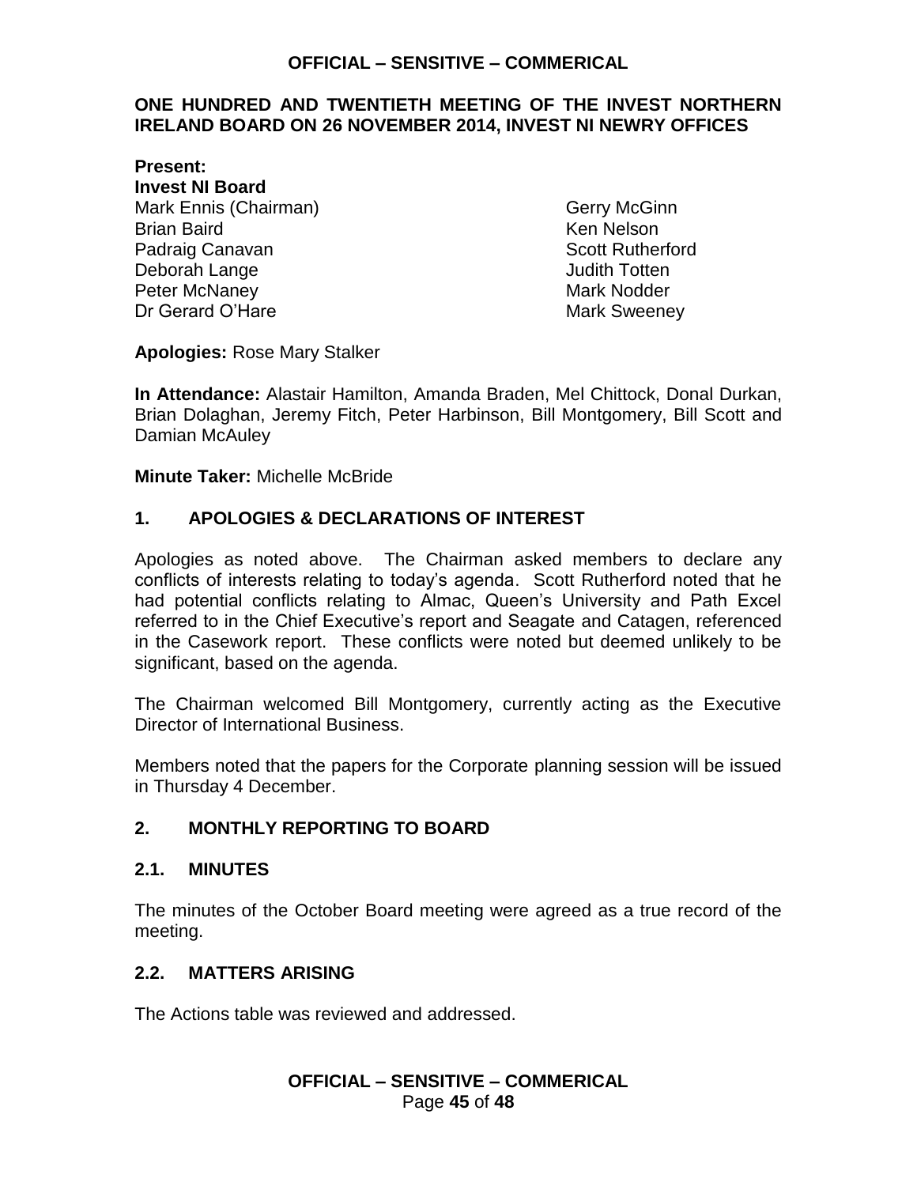**ONE HUNDRED AND TWENTIETH MEETING OF THE INVEST NORTHERN IRELAND BOARD ON 26 NOVEMBER 2014, INVEST NI NEWRY OFFICES**

**Present:**
**Invest NI Board**
Mark Ennis (Chairman)
Brian Baird
Padraig Canavan
Deborah Lange
Peter McNaney
Dr Gerard O'Hare
Gerry McGinn
Ken Nelson
Scott Rutherford
Judith Totten
Mark Nodder
Mark Sweeney

**Apologies:** Rose Mary Stalker

**In Attendance:** Alastair Hamilton, Amanda Braden, Mel Chittock, Donal Durkan, Brian Dolaghan, Jeremy Fitch, Peter Harbinson, Bill Montgomery, Bill Scott and Damian McAuley

**Minute Taker:** Michelle McBride

## 1. APOLOGIES & DECLARATIONS OF INTEREST

Apologies as noted above. The Chairman asked members to declare any conflicts of interests relating to today's agenda. Scott Rutherford noted that he had potential conflicts relating to Almac, Queen's University and Path Excel referred to in the Chief Executive's report and Seagate and Catagen, referenced in the Casework report. These conflicts were noted but deemed unlikely to be significant, based on the agenda.

The Chairman welcomed Bill Montgomery, currently acting as the Executive Director of International Business.

Members noted that the papers for the Corporate planning session will be issued in Thursday 4 December.

## 2. MONTHLY REPORTING TO BOARD

### 2.1. MINUTES

The minutes of the October Board meeting were agreed as a true record of the meeting.

### 2.2. MATTERS ARISING

The Actions table was reviewed and addressed.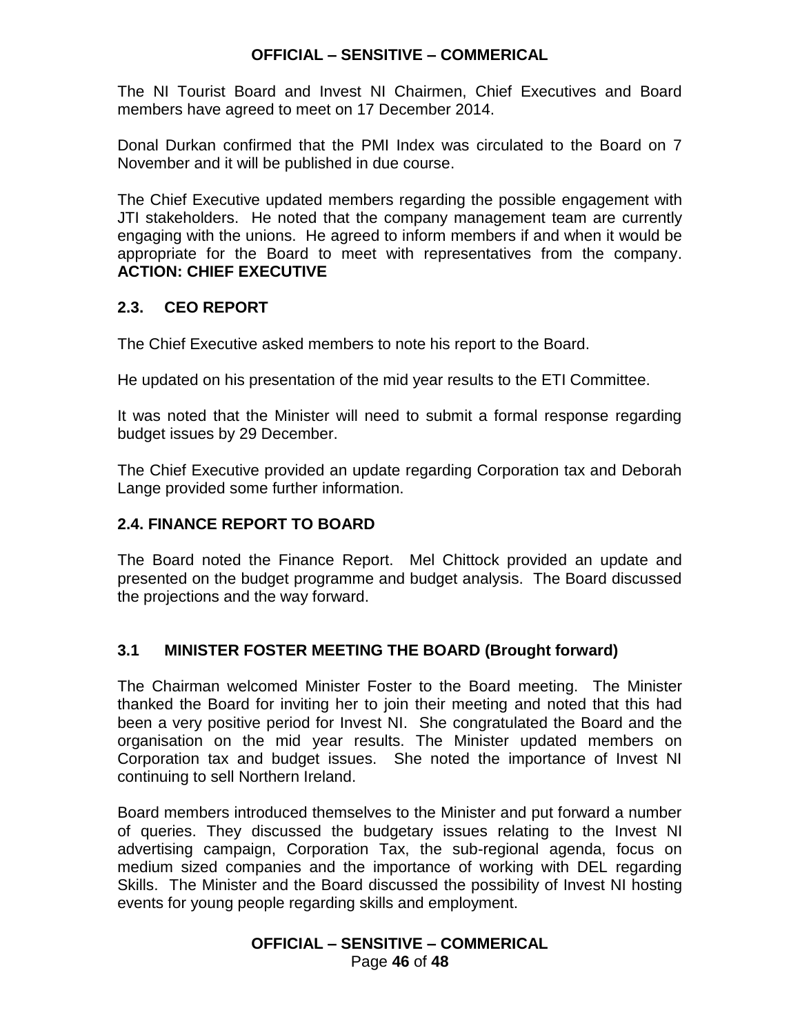The NI Tourist Board and Invest NI Chairmen, Chief Executives and Board members have agreed to meet on 17 December 2014.

Donal Durkan confirmed that the PMI Index was circulated to the Board on 7 November and it will be published in due course.

The Chief Executive updated members regarding the possible engagement with JTI stakeholders. He noted that the company management team are currently engaging with the unions. He agreed to inform members if and when it would be appropriate for the Board to meet with representatives from the company. **ACTION: CHIEF EXECUTIVE**

### 2.3. CEO REPORT

The Chief Executive asked members to note his report to the Board.

He updated on his presentation of the mid year results to the ETI Committee.

It was noted that the Minister will need to submit a formal response regarding budget issues by 29 December.

The Chief Executive provided an update regarding Corporation tax and Deborah Lange provided some further information.

### 2.4. FINANCE REPORT TO BOARD

The Board noted the Finance Report. Mel Chittock provided an update and presented on the budget programme and budget analysis. The Board discussed the projections and the way forward.

### 3.1 MINISTER FOSTER MEETING THE BOARD (Brought forward)

The Chairman welcomed Minister Foster to the Board meeting. The Minister thanked the Board for inviting her to join their meeting and noted that this had been a very positive period for Invest NI. She congratulated the Board and the organisation on the mid year results. The Minister updated members on Corporation tax and budget issues. She noted the importance of Invest NI continuing to sell Northern Ireland.

Board members introduced themselves to the Minister and put forward a number of queries. They discussed the budgetary issues relating to the Invest NI advertising campaign, Corporation Tax, the sub-regional agenda, focus on medium sized companies and the importance of working with DEL regarding Skills. The Minister and the Board discussed the possibility of Invest NI hosting events for young people regarding skills and employment.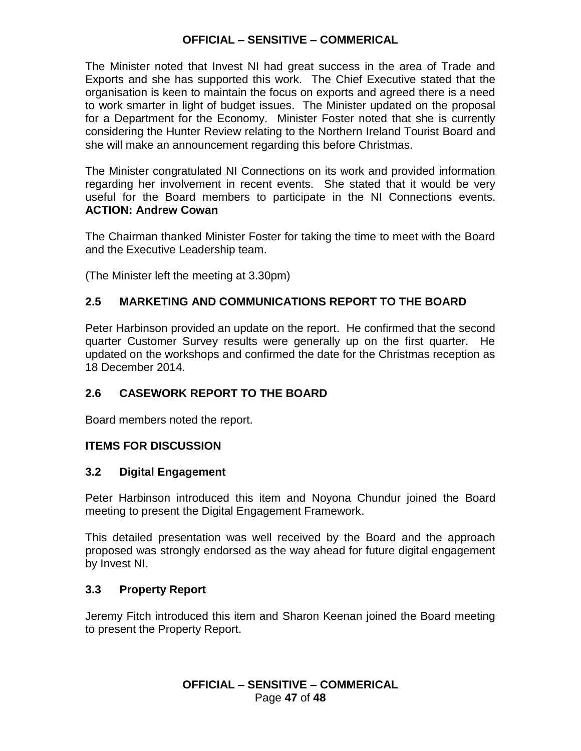The Minister noted that Invest NI had great success in the area of Trade and Exports and she has supported this work. The Chief Executive stated that the organisation is keen to maintain the focus on exports and agreed there is a need to work smarter in light of budget issues. The Minister updated on the proposal for a Department for the Economy. Minister Foster noted that she is currently considering the Hunter Review relating to the Northern Ireland Tourist Board and she will make an announcement regarding this before Christmas.

The Minister congratulated NI Connections on its work and provided information regarding her involvement in recent events. She stated that it would be very useful for the Board members to participate in the NI Connections events. **ACTION: Andrew Cowan**

The Chairman thanked Minister Foster for taking the time to meet with the Board and the Executive Leadership team.

(The Minister left the meeting at 3.30pm)

## 2.5 MARKETING AND COMMUNICATIONS REPORT TO THE BOARD

Peter Harbinson provided an update on the report. He confirmed that the second quarter Customer Survey results were generally up on the first quarter. He updated on the workshops and confirmed the date for the Christmas reception as 18 December 2014.

## 2.6 CASEWORK REPORT TO THE BOARD

Board members noted the report.

## ITEMS FOR DISCUSSION

### 3.2 Digital Engagement

Peter Harbinson introduced this item and Noyona Chundur joined the Board meeting to present the Digital Engagement Framework.

This detailed presentation was well received by the Board and the approach proposed was strongly endorsed as the way ahead for future digital engagement by Invest NI.

### 3.3 Property Report

Jeremy Fitch introduced this item and Sharon Keenan joined the Board meeting to present the Property Report.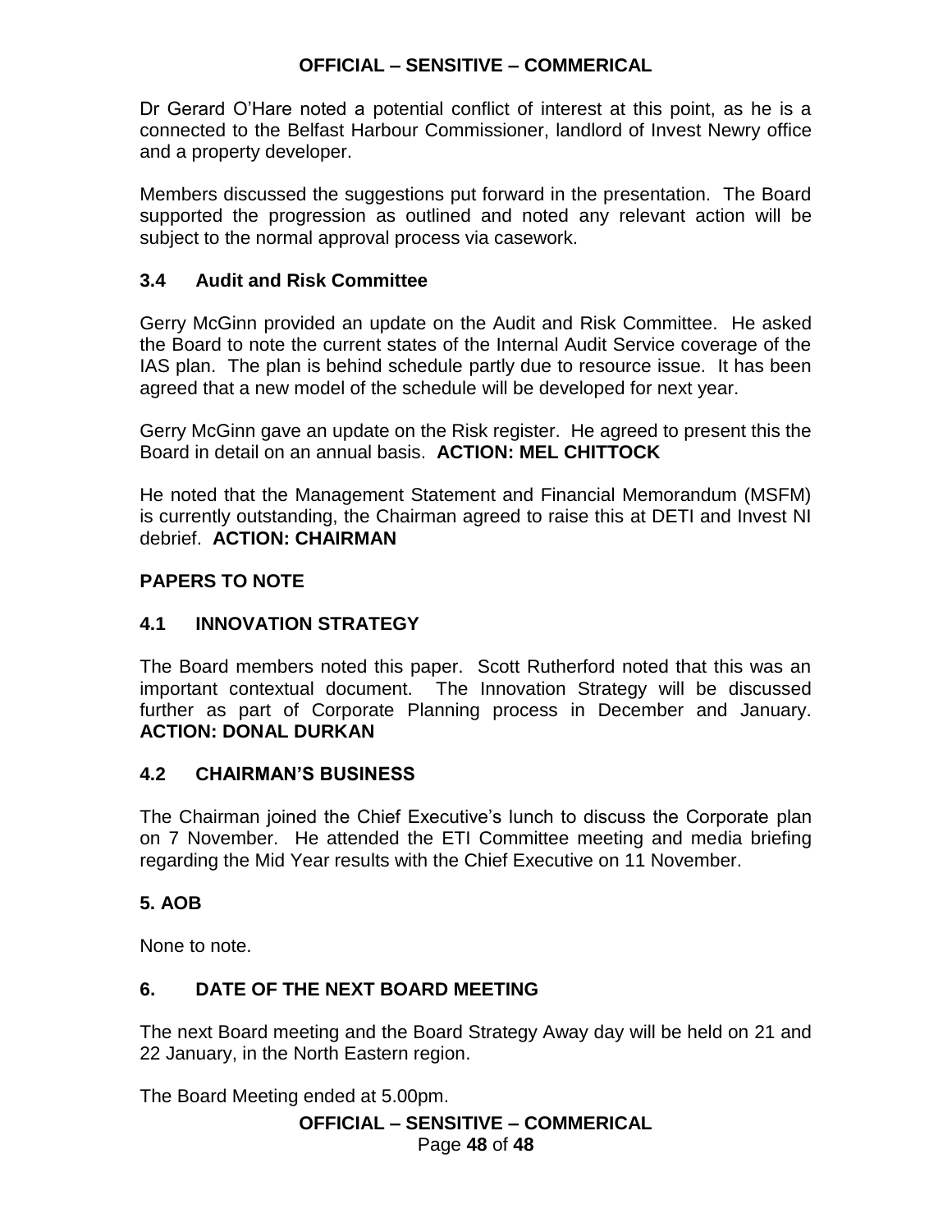Dr Gerard O'Hare noted a potential conflict of interest at this point, as he is a connected to the Belfast Harbour Commissioner, landlord of Invest Newry office and a property developer.

Members discussed the suggestions put forward in the presentation. The Board supported the progression as outlined and noted any relevant action will be subject to the normal approval process via casework.

### 3.4 Audit and Risk Committee

Gerry McGinn provided an update on the Audit and Risk Committee. He asked the Board to note the current states of the Internal Audit Service coverage of the IAS plan. The plan is behind schedule partly due to resource issue. It has been agreed that a new model of the schedule will be developed for next year.

Gerry McGinn gave an update on the Risk register. He agreed to present this the Board in detail on an annual basis. **ACTION: MEL CHITTOCK**

He noted that the Management Statement and Financial Memorandum (MSFM) is currently outstanding, the Chairman agreed to raise this at DETI and Invest NI debrief. **ACTION: CHAIRMAN**

## PAPERS TO NOTE

### 4.1 INNOVATION STRATEGY

The Board members noted this paper. Scott Rutherford noted that this was an important contextual document. The Innovation Strategy will be discussed further as part of Corporate Planning process in December and January. **ACTION: DONAL DURKAN**

### 4.2 CHAIRMAN'S BUSINESS

The Chairman joined the Chief Executive's lunch to discuss the Corporate plan on 7 November. He attended the ETI Committee meeting and media briefing regarding the Mid Year results with the Chief Executive on 11 November.

## 5. AOB

None to note.

## 6. DATE OF THE NEXT BOARD MEETING

The next Board meeting and the Board Strategy Away day will be held on 21 and 22 January, in the North Eastern region.

The Board Meeting ended at 5.00pm.